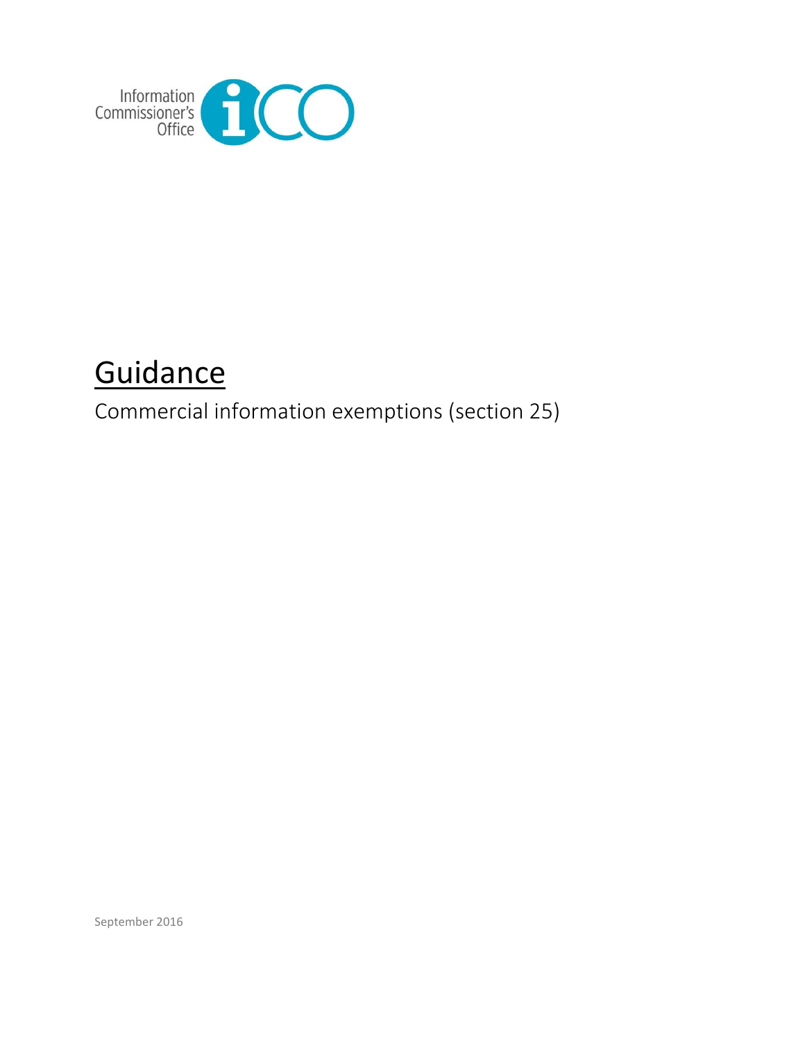Information Commissioner's Office

# Guidance

Commercial information exemptions (section 25)

September 2016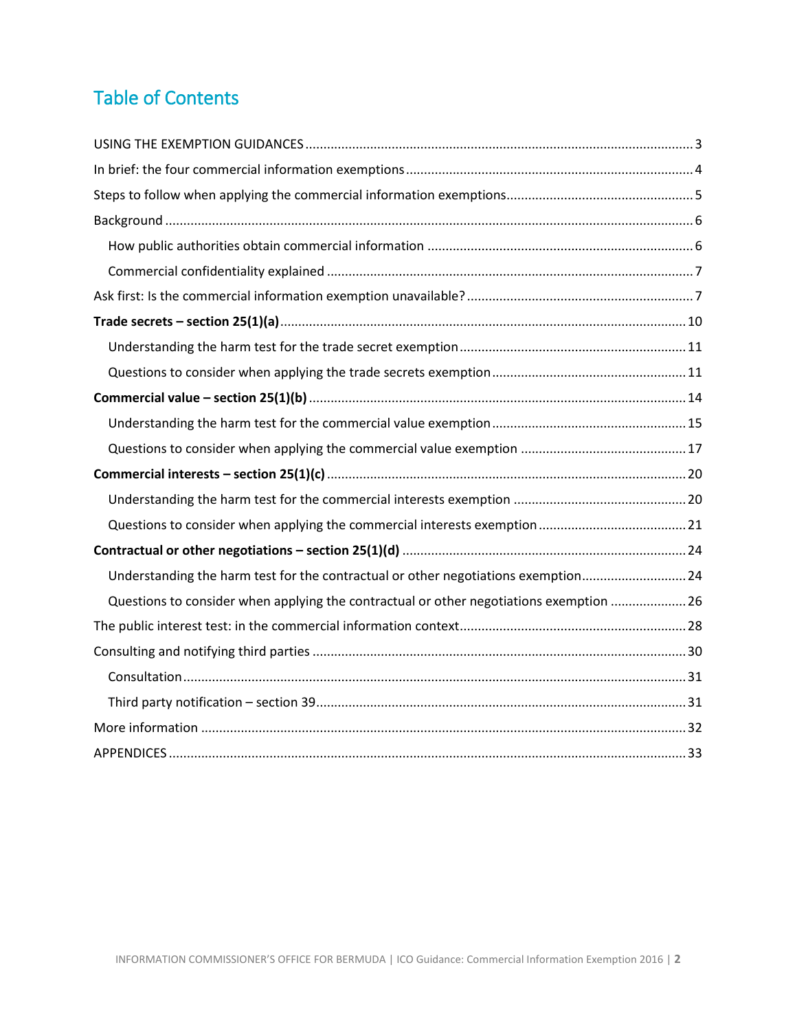# Table of Contents

USING THE EXEMPTION GUIDANCES ............ 3

In brief: the four commercial information exemptions ............ 4

Steps to follow when applying the commercial information exemptions ............ 5

Background ............ 6

- How public authorities obtain commercial information ............ 6
- Commercial confidentiality explained ............ 7

Ask first: Is the commercial information exemption unavailable? ............ 7

**Trade secrets – section 25(1)(a)** ............ 10

- Understanding the harm test for the trade secret exemption ............ 11
- Questions to consider when applying the trade secrets exemption ............ 11

**Commercial value – section 25(1)(b)** ............ 14

- Understanding the harm test for the commercial value exemption ............ 15
- Questions to consider when applying the commercial value exemption ............ 17

**Commercial interests – section 25(1)(c)** ............ 20

- Understanding the harm test for the commercial interests exemption ............ 20
- Questions to consider when applying the commercial interests exemption ............ 21

**Contractual or other negotiations – section 25(1)(d)** ............ 24

- Understanding the harm test for the contractual or other negotiations exemption ............ 24
- Questions to consider when applying the contractual or other negotiations exemption ............ 26

The public interest test: in the commercial information context ............ 28

Consulting and notifying third parties ............ 30

- Consultation ............ 31
- Third party notification – section 39 ............ 31

More information ............ 32

APPENDICES ............ 33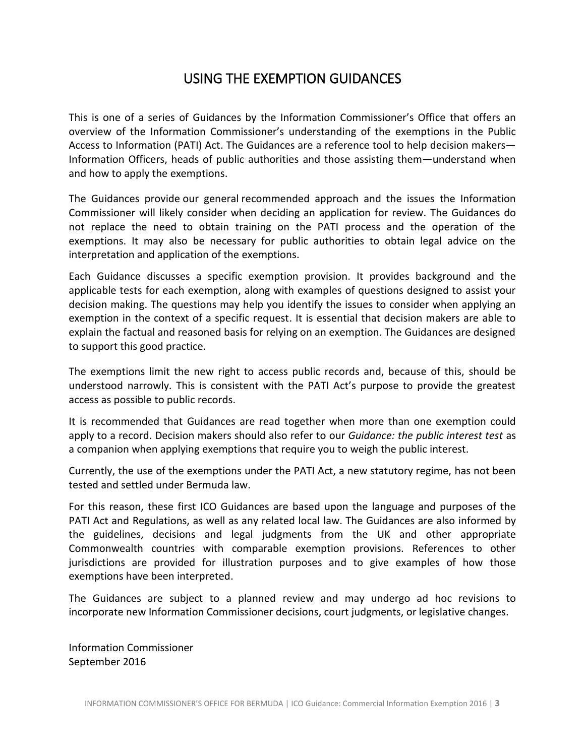# USING THE EXEMPTION GUIDANCES

This is one of a series of Guidances by the Information Commissioner's Office that offers an overview of the Information Commissioner's understanding of the exemptions in the Public Access to Information (PATI) Act. The Guidances are a reference tool to help decision makers—Information Officers, heads of public authorities and those assisting them—understand when and how to apply the exemptions.

The Guidances provide our general recommended approach and the issues the Information Commissioner will likely consider when deciding an application for review. The Guidances do not replace the need to obtain training on the PATI process and the operation of the exemptions. It may also be necessary for public authorities to obtain legal advice on the interpretation and application of the exemptions.

Each Guidance discusses a specific exemption provision. It provides background and the applicable tests for each exemption, along with examples of questions designed to assist your decision making. The questions may help you identify the issues to consider when applying an exemption in the context of a specific request. It is essential that decision makers are able to explain the factual and reasoned basis for relying on an exemption. The Guidances are designed to support this good practice.

The exemptions limit the new right to access public records and, because of this, should be understood narrowly. This is consistent with the PATI Act's purpose to provide the greatest access as possible to public records.

It is recommended that Guidances are read together when more than one exemption could apply to a record. Decision makers should also refer to our *Guidance: the public interest test* as a companion when applying exemptions that require you to weigh the public interest.

Currently, the use of the exemptions under the PATI Act, a new statutory regime, has not been tested and settled under Bermuda law.

For this reason, these first ICO Guidances are based upon the language and purposes of the PATI Act and Regulations, as well as any related local law. The Guidances are also informed by the guidelines, decisions and legal judgments from the UK and other appropriate Commonwealth countries with comparable exemption provisions. References to other jurisdictions are provided for illustration purposes and to give examples of how those exemptions have been interpreted.

The Guidances are subject to a planned review and may undergo ad hoc revisions to incorporate new Information Commissioner decisions, court judgments, or legislative changes.

Information Commissioner
September 2016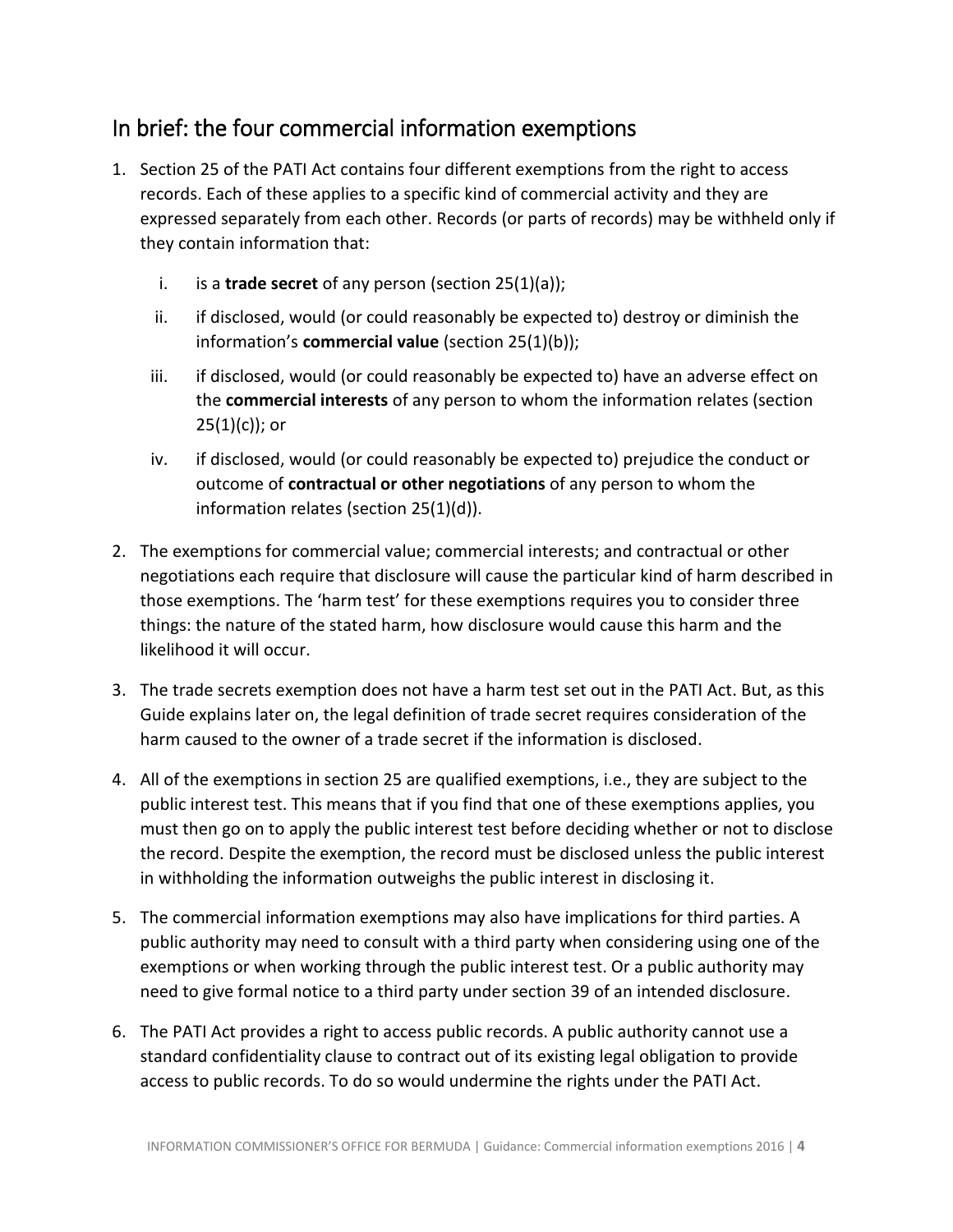## In brief: the four commercial information exemptions

1. Section 25 of the PATI Act contains four different exemptions from the right to access records. Each of these applies to a specific kind of commercial activity and they are expressed separately from each other. Records (or parts of records) may be withheld only if they contain information that:

   i. is a **trade secret** of any person (section 25(1)(a));

   ii. if disclosed, would (or could reasonably be expected to) destroy or diminish the information's **commercial value** (section 25(1)(b));

   iii. if disclosed, would (or could reasonably be expected to) have an adverse effect on the **commercial interests** of any person to whom the information relates (section 25(1)(c)); or

   iv. if disclosed, would (or could reasonably be expected to) prejudice the conduct or outcome of **contractual or other negotiations** of any person to whom the information relates (section 25(1)(d)).

2. The exemptions for commercial value; commercial interests; and contractual or other negotiations each require that disclosure will cause the particular kind of harm described in those exemptions. The 'harm test' for these exemptions requires you to consider three things: the nature of the stated harm, how disclosure would cause this harm and the likelihood it will occur.

3. The trade secrets exemption does not have a harm test set out in the PATI Act. But, as this Guide explains later on, the legal definition of trade secret requires consideration of the harm caused to the owner of a trade secret if the information is disclosed.

4. All of the exemptions in section 25 are qualified exemptions, i.e., they are subject to the public interest test. This means that if you find that one of these exemptions applies, you must then go on to apply the public interest test before deciding whether or not to disclose the record. Despite the exemption, the record must be disclosed unless the public interest in withholding the information outweighs the public interest in disclosing it.

5. The commercial information exemptions may also have implications for third parties. A public authority may need to consult with a third party when considering using one of the exemptions or when working through the public interest test. Or a public authority may need to give formal notice to a third party under section 39 of an intended disclosure.

6. The PATI Act provides a right to access public records. A public authority cannot use a standard confidentiality clause to contract out of its existing legal obligation to provide access to public records. To do so would undermine the rights under the PATI Act.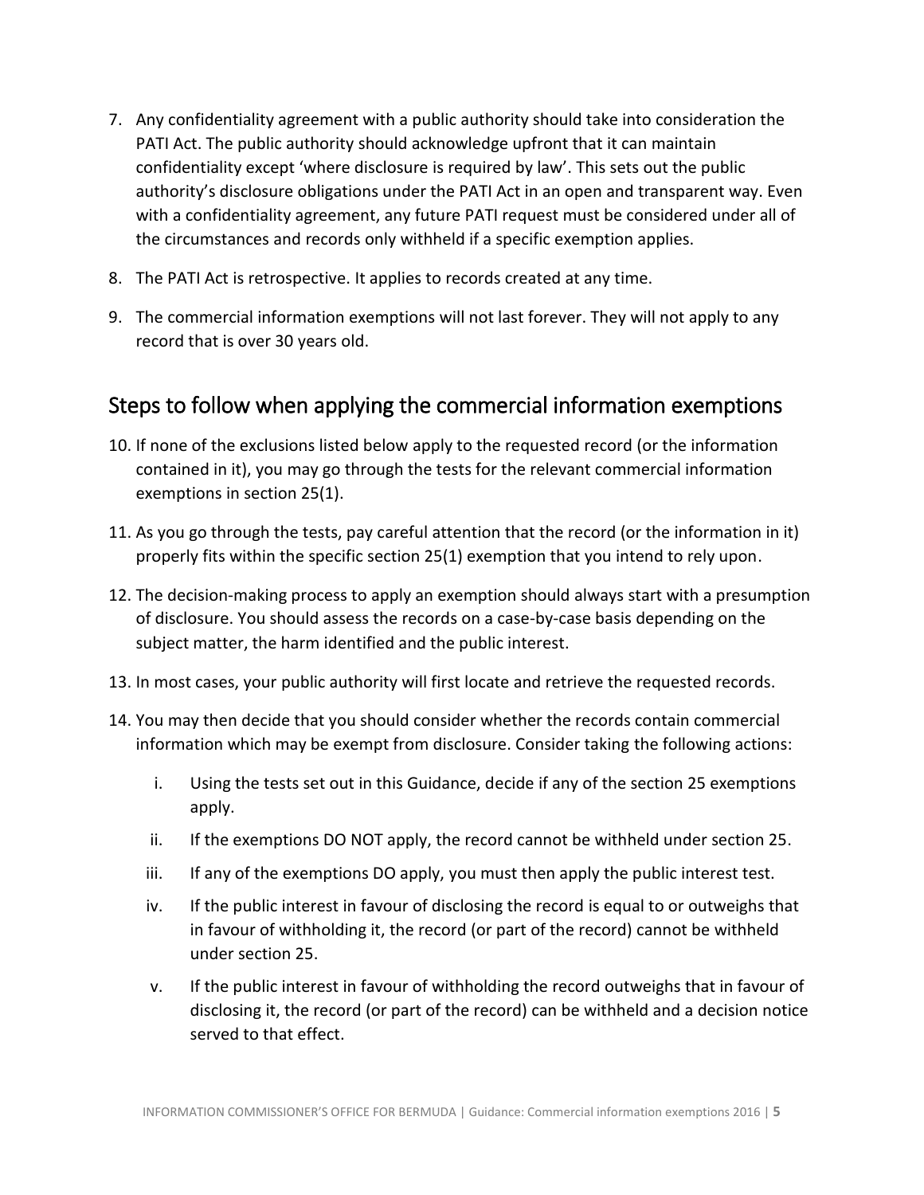7. Any confidentiality agreement with a public authority should take into consideration the PATI Act. The public authority should acknowledge upfront that it can maintain confidentiality except 'where disclosure is required by law'. This sets out the public authority's disclosure obligations under the PATI Act in an open and transparent way. Even with a confidentiality agreement, any future PATI request must be considered under all of the circumstances and records only withheld if a specific exemption applies.

8. The PATI Act is retrospective. It applies to records created at any time.

9. The commercial information exemptions will not last forever. They will not apply to any record that is over 30 years old.

## Steps to follow when applying the commercial information exemptions

10. If none of the exclusions listed below apply to the requested record (or the information contained in it), you may go through the tests for the relevant commercial information exemptions in section 25(1).

11. As you go through the tests, pay careful attention that the record (or the information in it) properly fits within the specific section 25(1) exemption that you intend to rely upon.

12. The decision-making process to apply an exemption should always start with a presumption of disclosure. You should assess the records on a case-by-case basis depending on the subject matter, the harm identified and the public interest.

13. In most cases, your public authority will first locate and retrieve the requested records.

14. You may then decide that you should consider whether the records contain commercial information which may be exempt from disclosure. Consider taking the following actions:

    i. Using the tests set out in this Guidance, decide if any of the section 25 exemptions apply.

    ii. If the exemptions DO NOT apply, the record cannot be withheld under section 25.

    iii. If any of the exemptions DO apply, you must then apply the public interest test.

    iv. If the public interest in favour of disclosing the record is equal to or outweighs that in favour of withholding it, the record (or part of the record) cannot be withheld under section 25.

    v. If the public interest in favour of withholding the record outweighs that in favour of disclosing it, the record (or part of the record) can be withheld and a decision notice served to that effect.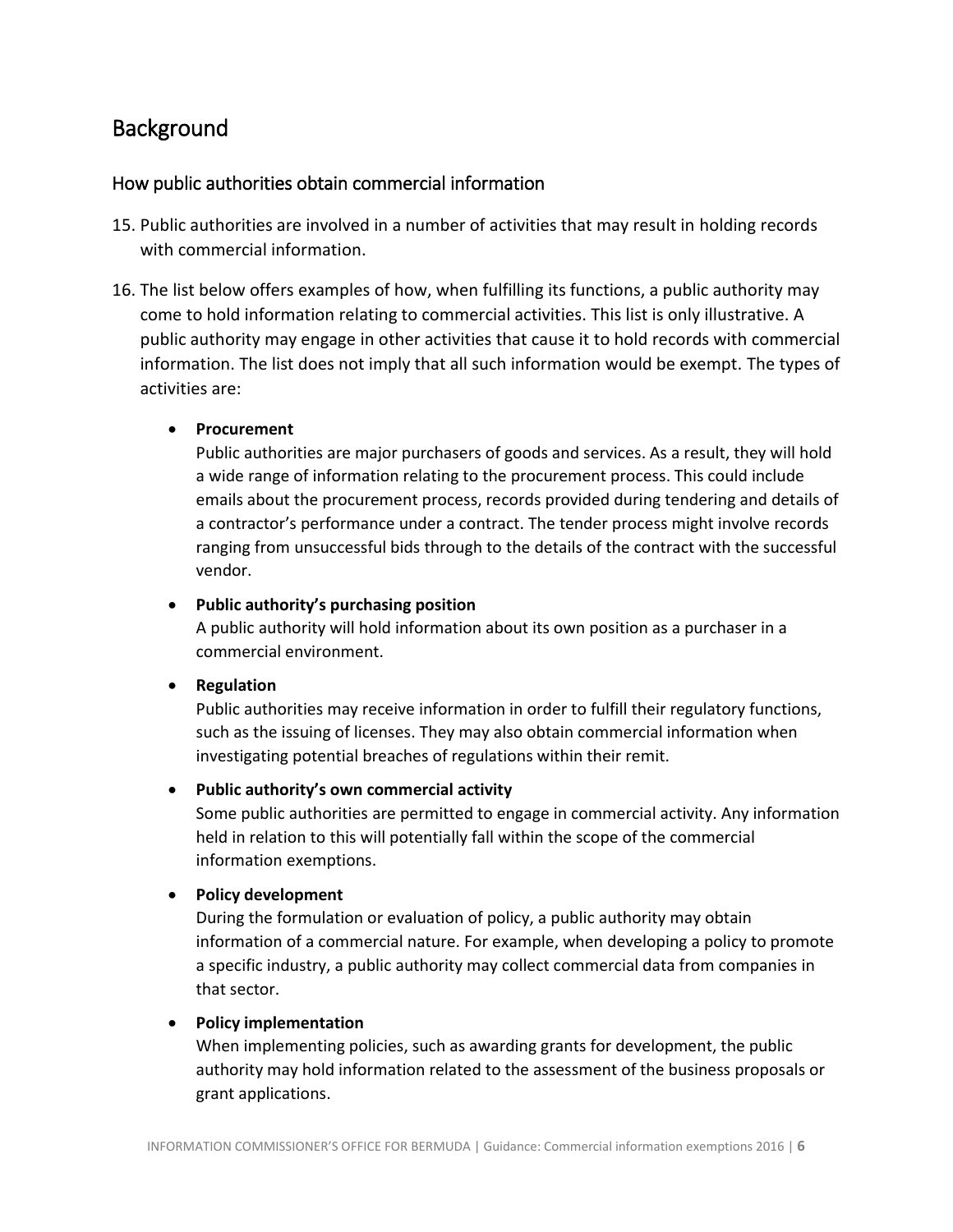## Background

### How public authorities obtain commercial information

15. Public authorities are involved in a number of activities that may result in holding records with commercial information.

16. The list below offers examples of how, when fulfilling its functions, a public authority may come to hold information relating to commercial activities. This list is only illustrative. A public authority may engage in other activities that cause it to hold records with commercial information. The list does not imply that all such information would be exempt. The types of activities are:

    - **Procurement**
      Public authorities are major purchasers of goods and services. As a result, they will hold a wide range of information relating to the procurement process. This could include emails about the procurement process, records provided during tendering and details of a contractor's performance under a contract. The tender process might involve records ranging from unsuccessful bids through to the details of the contract with the successful vendor.

    - **Public authority's purchasing position**
      A public authority will hold information about its own position as a purchaser in a commercial environment.

    - **Regulation**
      Public authorities may receive information in order to fulfill their regulatory functions, such as the issuing of licenses. They may also obtain commercial information when investigating potential breaches of regulations within their remit.

    - **Public authority's own commercial activity**
      Some public authorities are permitted to engage in commercial activity. Any information held in relation to this will potentially fall within the scope of the commercial information exemptions.

    - **Policy development**
      During the formulation or evaluation of policy, a public authority may obtain information of a commercial nature. For example, when developing a policy to promote a specific industry, a public authority may collect commercial data from companies in that sector.

    - **Policy implementation**
      When implementing policies, such as awarding grants for development, the public authority may hold information related to the assessment of the business proposals or grant applications.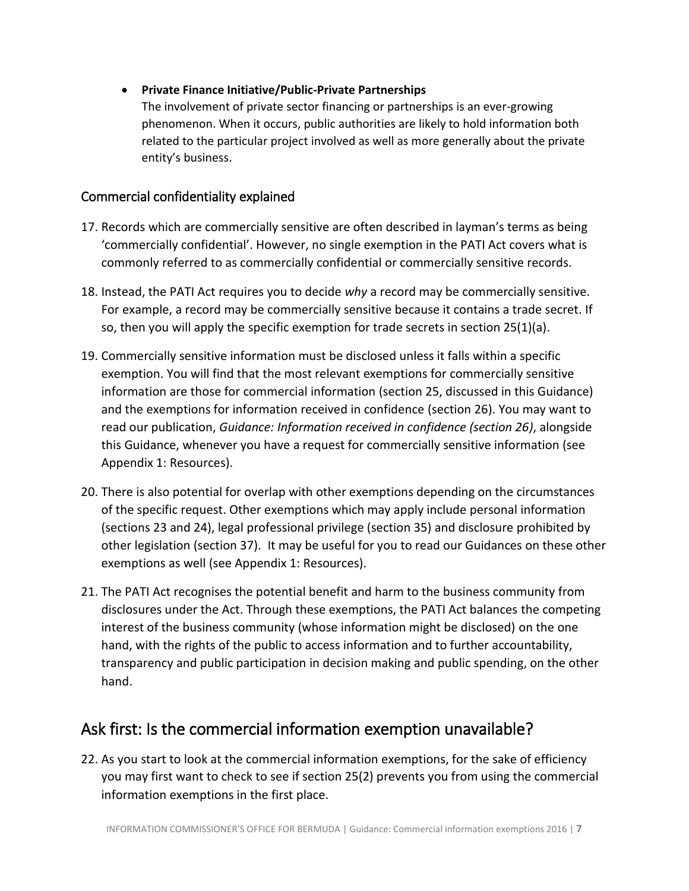- **Private Finance Initiative/Public-Private Partnerships**
  The involvement of private sector financing or partnerships is an ever-growing phenomenon. When it occurs, public authorities are likely to hold information both related to the particular project involved as well as more generally about the private entity's business.

## Commercial confidentiality explained

17. Records which are commercially sensitive are often described in layman's terms as being 'commercially confidential'. However, no single exemption in the PATI Act covers what is commonly referred to as commercially confidential or commercially sensitive records.

18. Instead, the PATI Act requires you to decide *why* a record may be commercially sensitive. For example, a record may be commercially sensitive because it contains a trade secret. If so, then you will apply the specific exemption for trade secrets in section 25(1)(a).

19. Commercially sensitive information must be disclosed unless it falls within a specific exemption. You will find that the most relevant exemptions for commercially sensitive information are those for commercial information (section 25, discussed in this Guidance) and the exemptions for information received in confidence (section 26). You may want to read our publication, *Guidance: Information received in confidence (section 26)*, alongside this Guidance, whenever you have a request for commercially sensitive information (see Appendix 1: Resources).

20. There is also potential for overlap with other exemptions depending on the circumstances of the specific request. Other exemptions which may apply include personal information (sections 23 and 24), legal professional privilege (section 35) and disclosure prohibited by other legislation (section 37). It may be useful for you to read our Guidances on these other exemptions as well (see Appendix 1: Resources).

21. The PATI Act recognises the potential benefit and harm to the business community from disclosures under the Act. Through these exemptions, the PATI Act balances the competing interest of the business community (whose information might be disclosed) on the one hand, with the rights of the public to access information and to further accountability, transparency and public participation in decision making and public spending, on the other hand.

# Ask first: Is the commercial information exemption unavailable?

22. As you start to look at the commercial information exemptions, for the sake of efficiency you may first want to check to see if section 25(2) prevents you from using the commercial information exemptions in the first place.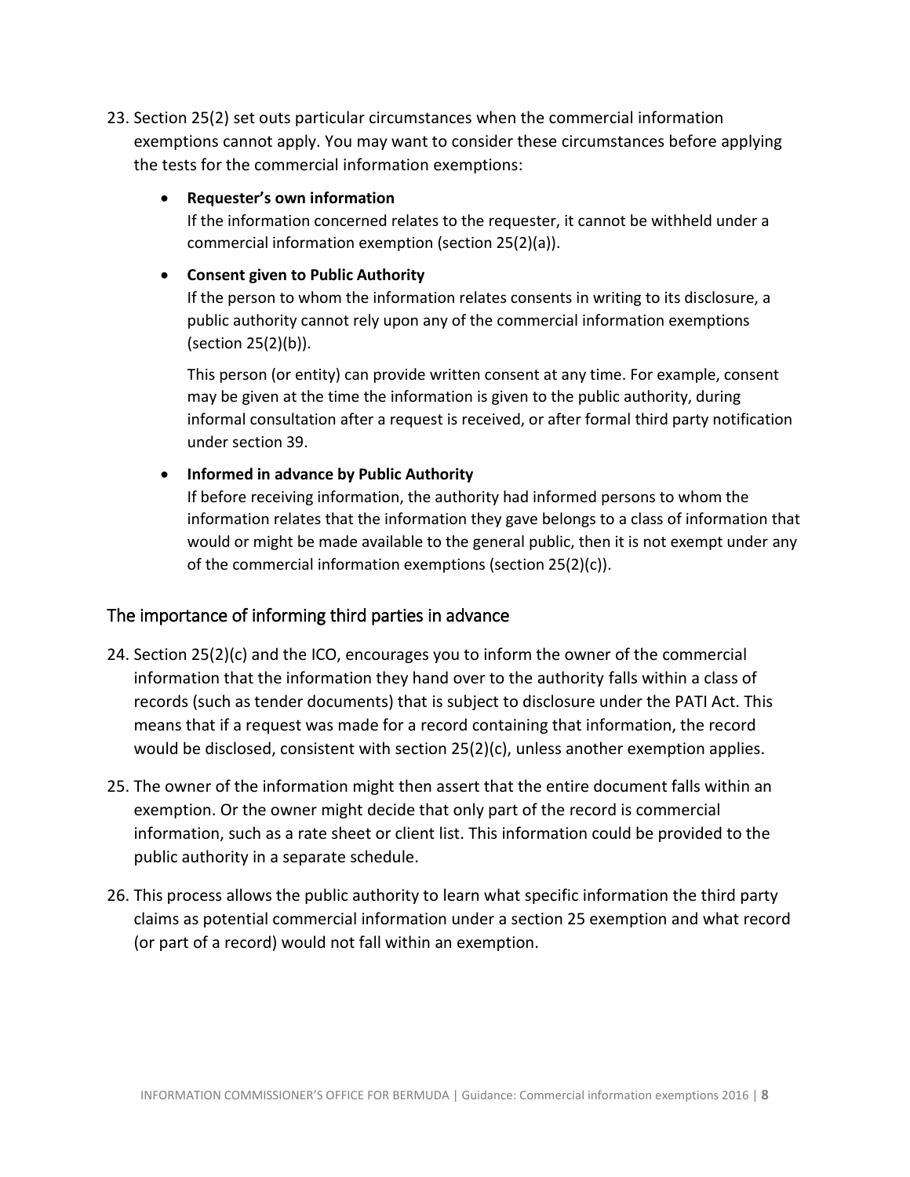23. Section 25(2) set outs particular circumstances when the commercial information exemptions cannot apply. You may want to consider these circumstances before applying the tests for the commercial information exemptions:

    - **Requester's own information**
      If the information concerned relates to the requester, it cannot be withheld under a commercial information exemption (section 25(2)(a)).

    - **Consent given to Public Authority**
      If the person to whom the information relates consents in writing to its disclosure, a public authority cannot rely upon any of the commercial information exemptions (section 25(2)(b)).

      This person (or entity) can provide written consent at any time. For example, consent may be given at the time the information is given to the public authority, during informal consultation after a request is received, or after formal third party notification under section 39.

    - **Informed in advance by Public Authority**
      If before receiving information, the authority had informed persons to whom the information relates that the information they gave belongs to a class of information that would or might be made available to the general public, then it is not exempt under any of the commercial information exemptions (section 25(2)(c)).

## The importance of informing third parties in advance

24. Section 25(2)(c) and the ICO, encourages you to inform the owner of the commercial information that the information they hand over to the authority falls within a class of records (such as tender documents) that is subject to disclosure under the PATI Act. This means that if a request was made for a record containing that information, the record would be disclosed, consistent with section 25(2)(c), unless another exemption applies.

25. The owner of the information might then assert that the entire document falls within an exemption. Or the owner might decide that only part of the record is commercial information, such as a rate sheet or client list. This information could be provided to the public authority in a separate schedule.

26. This process allows the public authority to learn what specific information the third party claims as potential commercial information under a section 25 exemption and what record (or part of a record) would not fall within an exemption.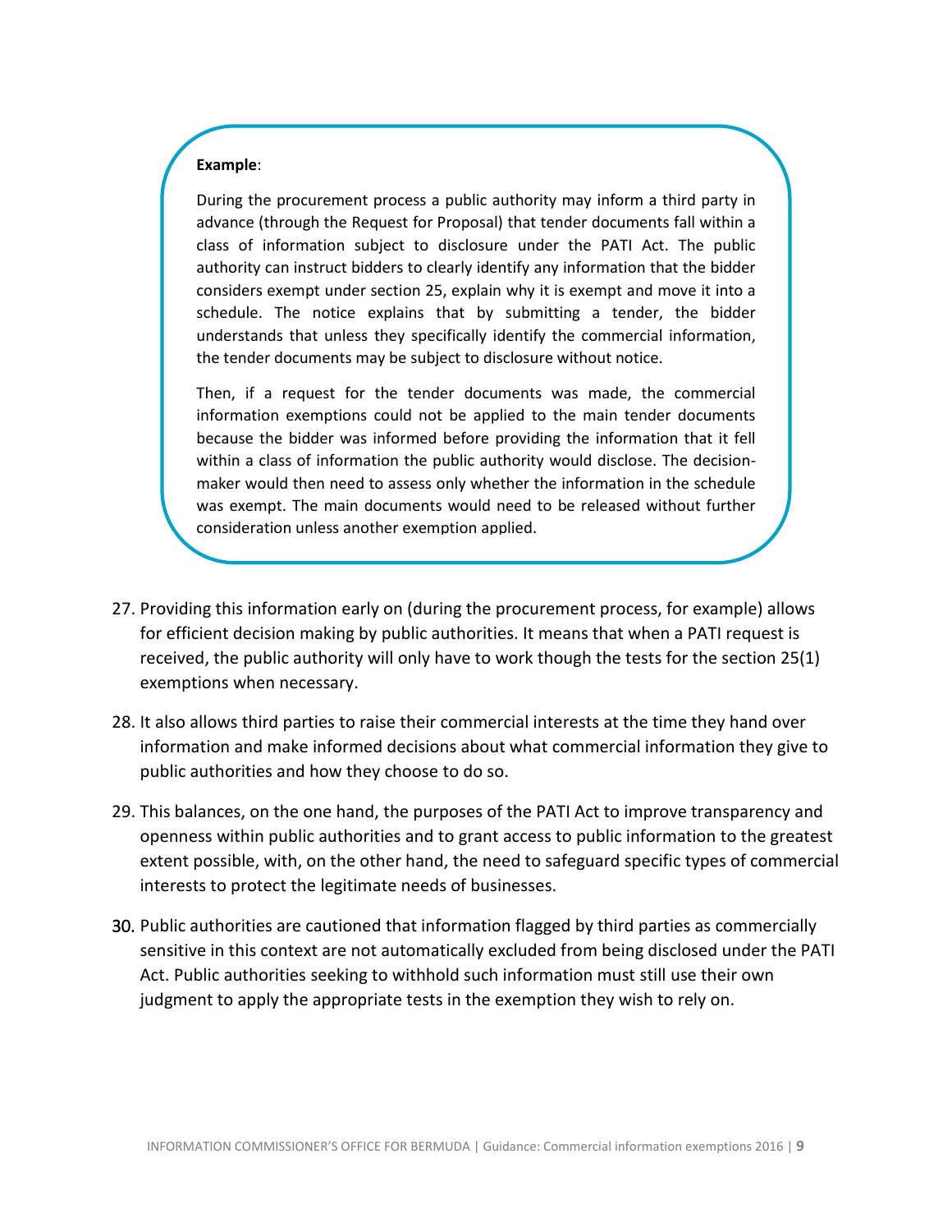**Example**:

During the procurement process a public authority may inform a third party in advance (through the Request for Proposal) that tender documents fall within a class of information subject to disclosure under the PATI Act. The public authority can instruct bidders to clearly identify any information that the bidder considers exempt under section 25, explain why it is exempt and move it into a schedule. The notice explains that by submitting a tender, the bidder understands that unless they specifically identify the commercial information, the tender documents may be subject to disclosure without notice.

Then, if a request for the tender documents was made, the commercial information exemptions could not be applied to the main tender documents because the bidder was informed before providing the information that it fell within a class of information the public authority would disclose. The decision-maker would then need to assess only whether the information in the schedule was exempt. The main documents would need to be released without further consideration unless another exemption applied.

27. Providing this information early on (during the procurement process, for example) allows for efficient decision making by public authorities. It means that when a PATI request is received, the public authority will only have to work though the tests for the section 25(1) exemptions when necessary.

28. It also allows third parties to raise their commercial interests at the time they hand over information and make informed decisions about what commercial information they give to public authorities and how they choose to do so.

29. This balances, on the one hand, the purposes of the PATI Act to improve transparency and openness within public authorities and to grant access to public information to the greatest extent possible, with, on the other hand, the need to safeguard specific types of commercial interests to protect the legitimate needs of businesses.

30. Public authorities are cautioned that information flagged by third parties as commercially sensitive in this context are not automatically excluded from being disclosed under the PATI Act. Public authorities seeking to withhold such information must still use their own judgment to apply the appropriate tests in the exemption they wish to rely on.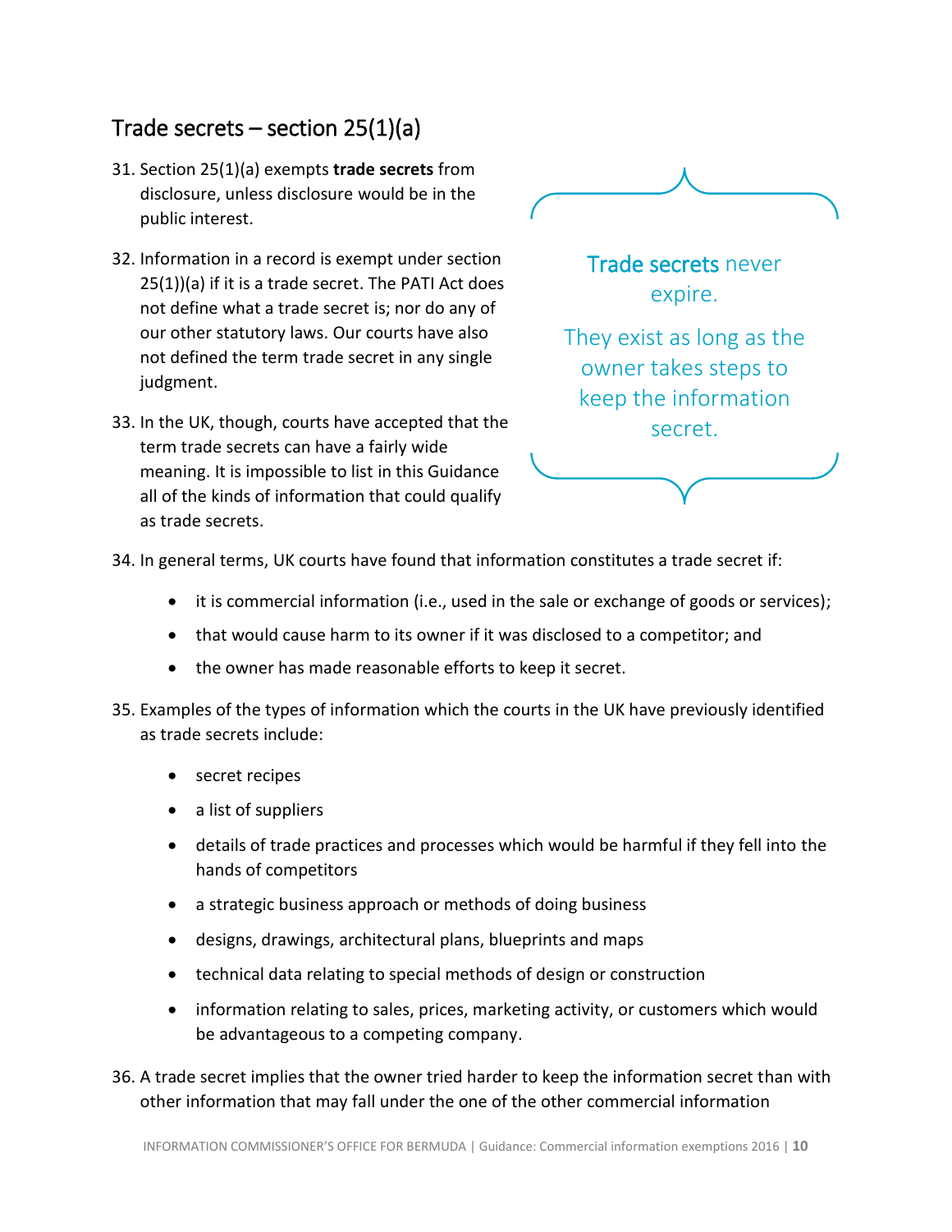## Trade secrets – section 25(1)(a)

31. Section 25(1)(a) exempts **trade secrets** from disclosure, unless disclosure would be in the public interest.

32. Information in a record is exempt under section 25(1))(a) if it is a trade secret. The PATI Act does not define what a trade secret is; nor do any of our other statutory laws. Our courts have also not defined the term trade secret in any single judgment.

33. In the UK, though, courts have accepted that the term trade secrets can have a fairly wide meaning. It is impossible to list in this Guidance all of the kinds of information that could qualify as trade secrets.

> Trade secrets never expire.
>
> They exist as long as the owner takes steps to keep the information secret.

34. In general terms, UK courts have found that information constitutes a trade secret if:

    - it is commercial information (i.e., used in the sale or exchange of goods or services);
    - that would cause harm to its owner if it was disclosed to a competitor; and
    - the owner has made reasonable efforts to keep it secret.

35. Examples of the types of information which the courts in the UK have previously identified as trade secrets include:

    - secret recipes
    - a list of suppliers
    - details of trade practices and processes which would be harmful if they fell into the hands of competitors
    - a strategic business approach or methods of doing business
    - designs, drawings, architectural plans, blueprints and maps
    - technical data relating to special methods of design or construction
    - information relating to sales, prices, marketing activity, or customers which would be advantageous to a competing company.

36. A trade secret implies that the owner tried harder to keep the information secret than with other information that may fall under the one of the other commercial information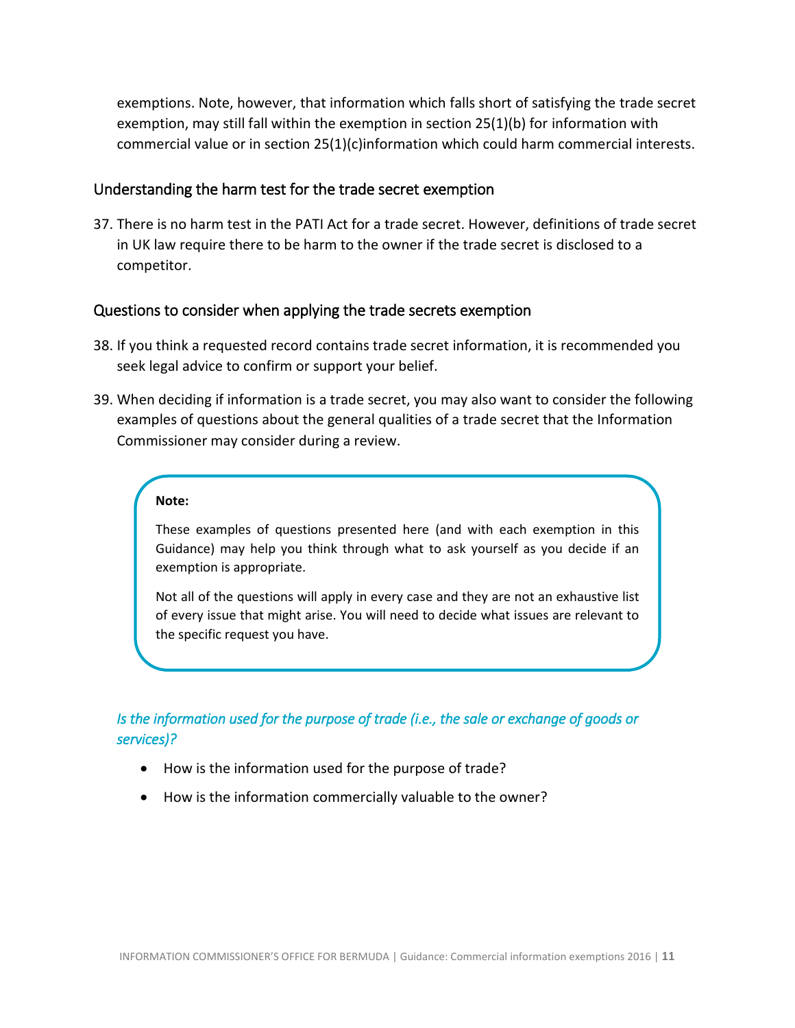exemptions. Note, however, that information which falls short of satisfying the trade secret exemption, may still fall within the exemption in section 25(1)(b) for information with commercial value or in section 25(1)(c)information which could harm commercial interests.

## Understanding the harm test for the trade secret exemption

37. There is no harm test in the PATI Act for a trade secret. However, definitions of trade secret in UK law require there to be harm to the owner if the trade secret is disclosed to a competitor.

## Questions to consider when applying the trade secrets exemption

38. If you think a requested record contains trade secret information, it is recommended you seek legal advice to confirm or support your belief.

39. When deciding if information is a trade secret, you may also want to consider the following examples of questions about the general qualities of a trade secret that the Information Commissioner may consider during a review.

> **Note:**
>
> These examples of questions presented here (and with each exemption in this Guidance) may help you think through what to ask yourself as you decide if an exemption is appropriate.
>
> Not all of the questions will apply in every case and they are not an exhaustive list of every issue that might arise. You will need to decide what issues are relevant to the specific request you have.

*Is the information used for the purpose of trade (i.e., the sale or exchange of goods or services)?*

- How is the information used for the purpose of trade?
- How is the information commercially valuable to the owner?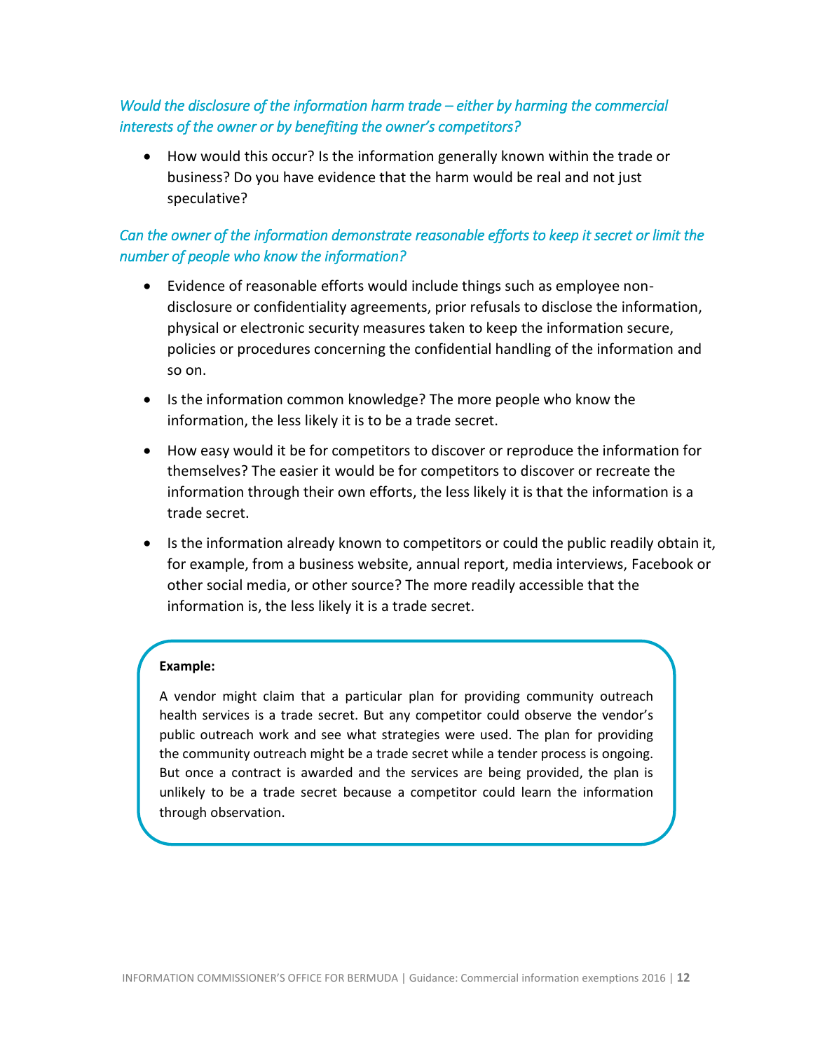*Would the disclosure of the information harm trade – either by harming the commercial interests of the owner or by benefiting the owner's competitors?*

- How would this occur? Is the information generally known within the trade or business? Do you have evidence that the harm would be real and not just speculative?

*Can the owner of the information demonstrate reasonable efforts to keep it secret or limit the number of people who know the information?*

- Evidence of reasonable efforts would include things such as employee non-disclosure or confidentiality agreements, prior refusals to disclose the information, physical or electronic security measures taken to keep the information secure, policies or procedures concerning the confidential handling of the information and so on.
- Is the information common knowledge? The more people who know the information, the less likely it is to be a trade secret.
- How easy would it be for competitors to discover or reproduce the information for themselves? The easier it would be for competitors to discover or recreate the information through their own efforts, the less likely it is that the information is a trade secret.
- Is the information already known to competitors or could the public readily obtain it, for example, from a business website, annual report, media interviews, Facebook or other social media, or other source? The more readily accessible that the information is, the less likely it is a trade secret.

**Example:**

A vendor might claim that a particular plan for providing community outreach health services is a trade secret. But any competitor could observe the vendor's public outreach work and see what strategies were used. The plan for providing the community outreach might be a trade secret while a tender process is ongoing. But once a contract is awarded and the services are being provided, the plan is unlikely to be a trade secret because a competitor could learn the information through observation.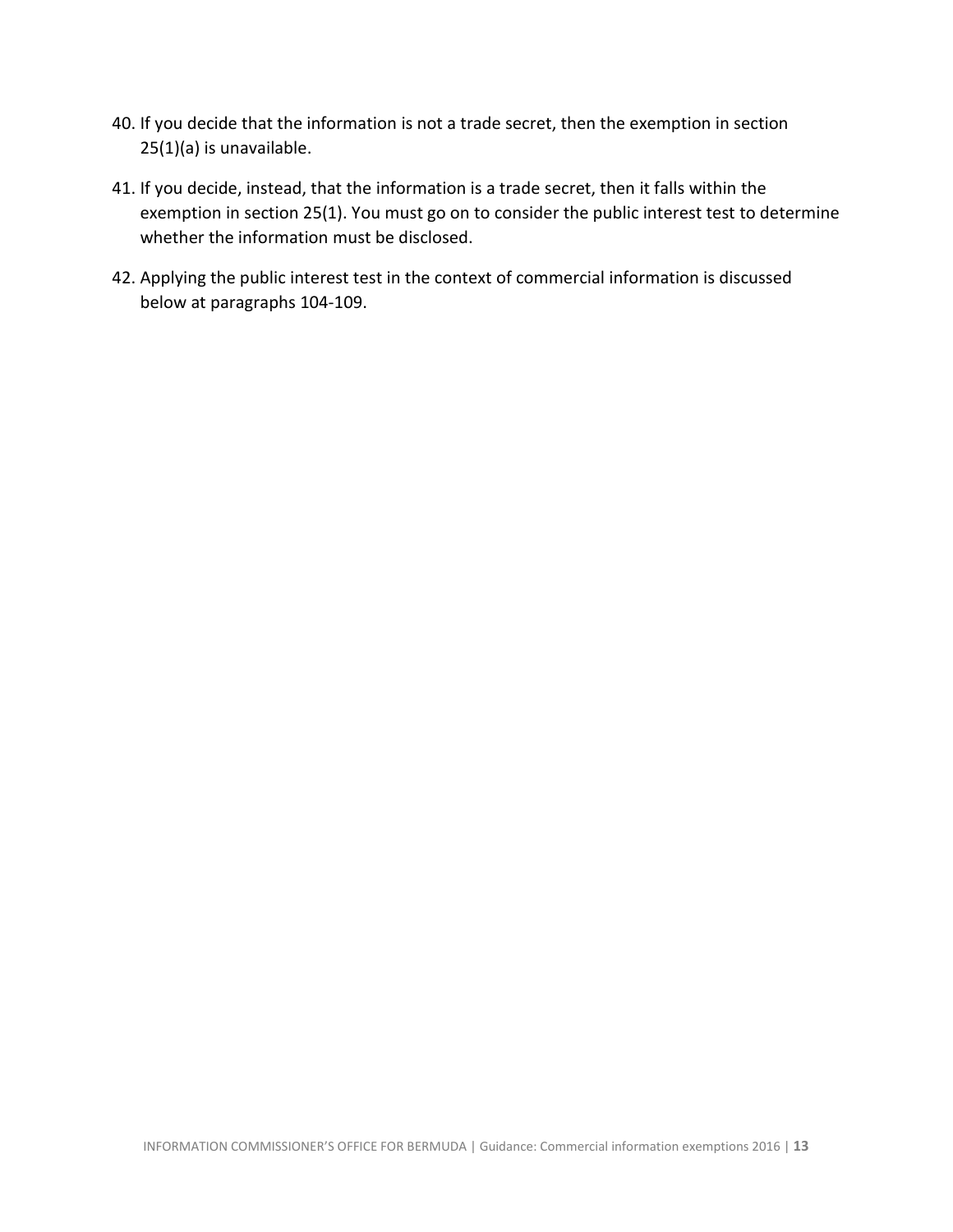40. If you decide that the information is not a trade secret, then the exemption in section 25(1)(a) is unavailable.

41. If you decide, instead, that the information is a trade secret, then it falls within the exemption in section 25(1). You must go on to consider the public interest test to determine whether the information must be disclosed.

42. Applying the public interest test in the context of commercial information is discussed below at paragraphs 104-109.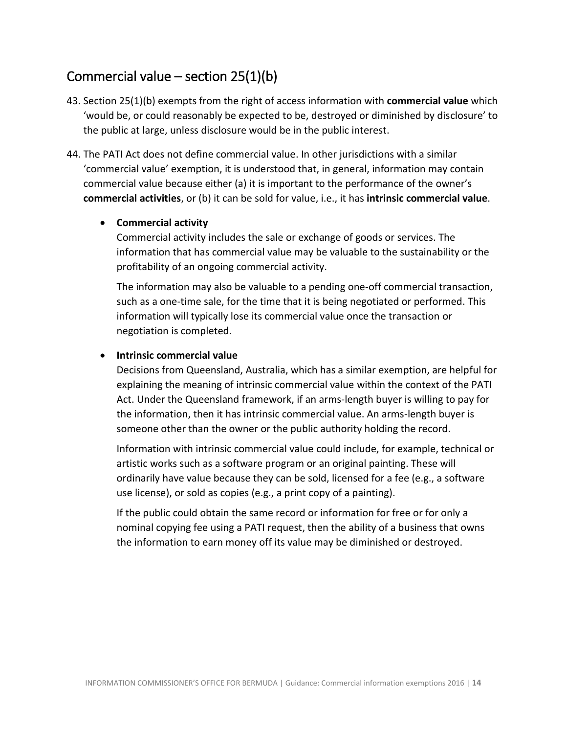## Commercial value – section 25(1)(b)

43. Section 25(1)(b) exempts from the right of access information with **commercial value** which 'would be, or could reasonably be expected to be, destroyed or diminished by disclosure' to the public at large, unless disclosure would be in the public interest.

44. The PATI Act does not define commercial value. In other jurisdictions with a similar 'commercial value' exemption, it is understood that, in general, information may contain commercial value because either (a) it is important to the performance of the owner's **commercial activities**, or (b) it can be sold for value, i.e., it has **intrinsic commercial value**.

    - **Commercial activity**
      Commercial activity includes the sale or exchange of goods or services. The information that has commercial value may be valuable to the sustainability or the profitability of an ongoing commercial activity.

      The information may also be valuable to a pending one-off commercial transaction, such as a one-time sale, for the time that it is being negotiated or performed. This information will typically lose its commercial value once the transaction or negotiation is completed.

    - **Intrinsic commercial value**
      Decisions from Queensland, Australia, which has a similar exemption, are helpful for explaining the meaning of intrinsic commercial value within the context of the PATI Act. Under the Queensland framework, if an arms-length buyer is willing to pay for the information, then it has intrinsic commercial value. An arms-length buyer is someone other than the owner or the public authority holding the record.

      Information with intrinsic commercial value could include, for example, technical or artistic works such as a software program or an original painting. These will ordinarily have value because they can be sold, licensed for a fee (e.g., a software use license), or sold as copies (e.g., a print copy of a painting).

      If the public could obtain the same record or information for free or for only a nominal copying fee using a PATI request, then the ability of a business that owns the information to earn money off its value may be diminished or destroyed.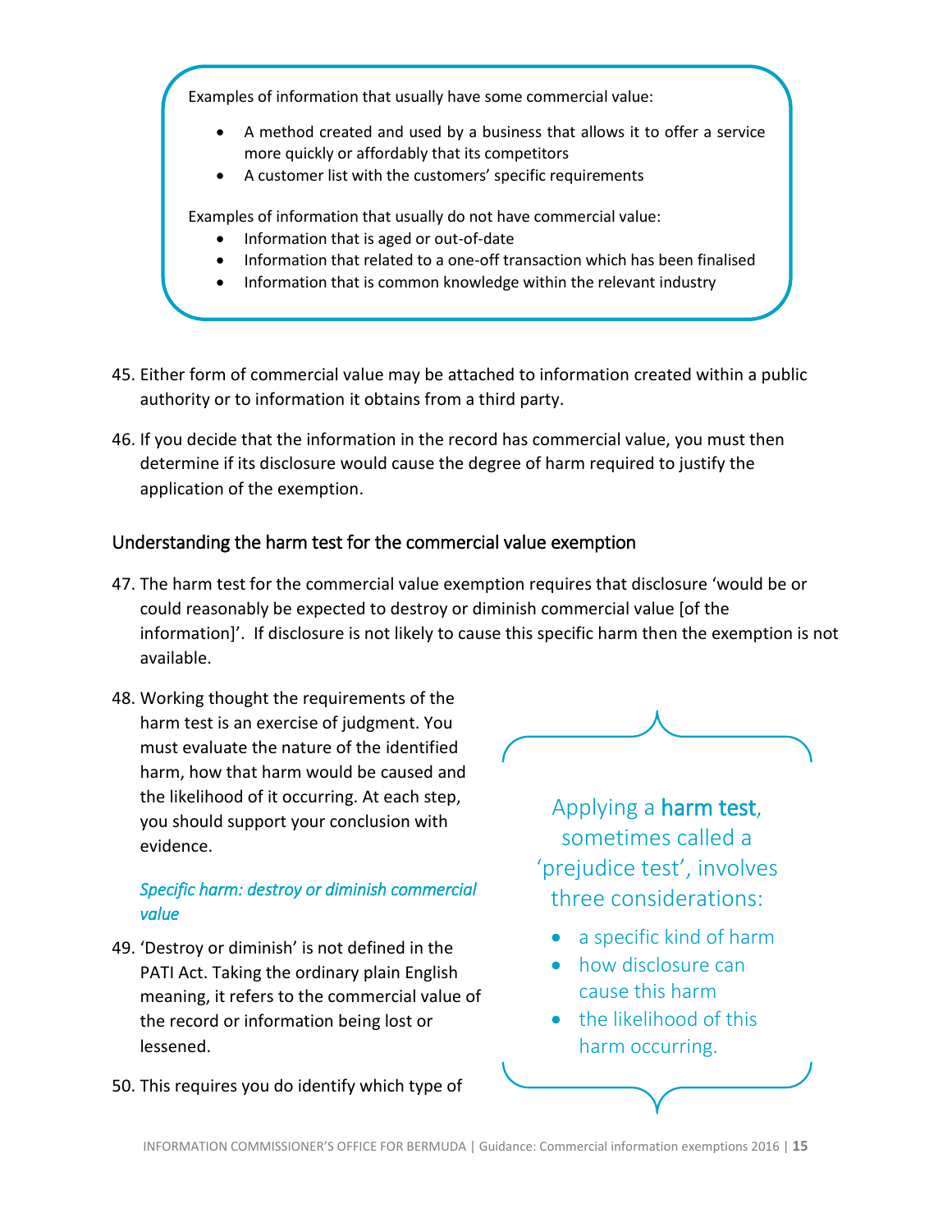Examples of information that usually have some commercial value:

- A method created and used by a business that allows it to offer a service more quickly or affordably that its competitors
- A customer list with the customers' specific requirements

Examples of information that usually do not have commercial value:

- Information that is aged or out-of-date
- Information that related to a one-off transaction which has been finalised
- Information that is common knowledge within the relevant industry

45. Either form of commercial value may be attached to information created within a public authority or to information it obtains from a third party.

46. If you decide that the information in the record has commercial value, you must then determine if its disclosure would cause the degree of harm required to justify the application of the exemption.

## Understanding the harm test for the commercial value exemption

47. The harm test for the commercial value exemption requires that disclosure 'would be or could reasonably be expected to destroy or diminish commercial value [of the information]'. If disclosure is not likely to cause this specific harm then the exemption is not available.

48. Working thought the requirements of the harm test is an exercise of judgment. You must evaluate the nature of the identified harm, how that harm would be caused and the likelihood of it occurring. At each step, you should support your conclusion with evidence.

> Applying a **harm test**, sometimes called a 'prejudice test', involves three considerations:
>
> - a specific kind of harm
> - how disclosure can cause this harm
> - the likelihood of this harm occurring.

### *Specific harm: destroy or diminish commercial value*

49. 'Destroy or diminish' is not defined in the PATI Act. Taking the ordinary plain English meaning, it refers to the commercial value of the record or information being lost or lessened.

50. This requires you do identify which type of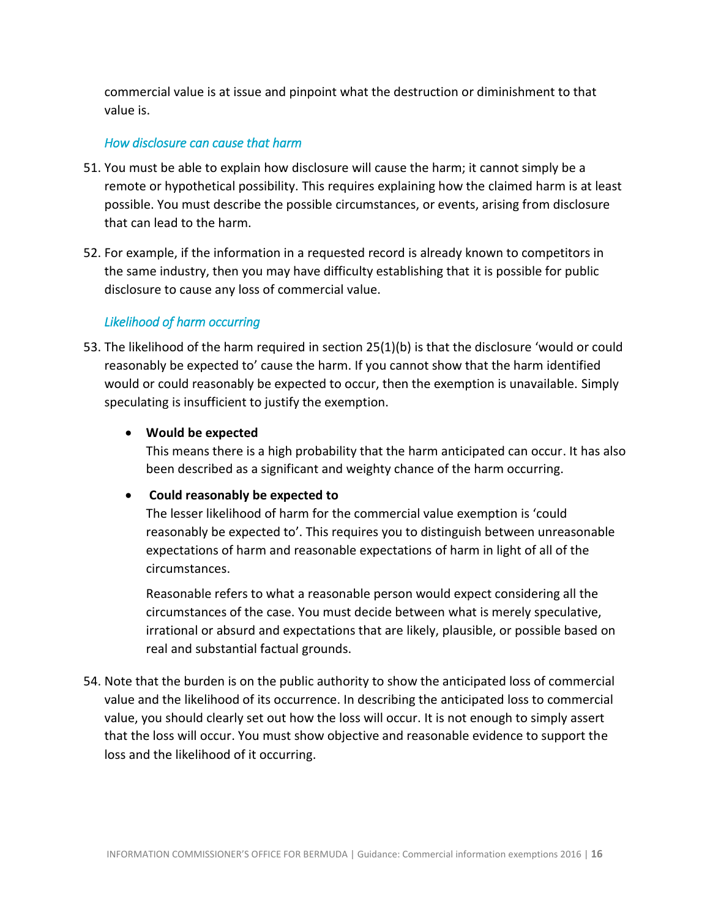commercial value is at issue and pinpoint what the destruction or diminishment to that value is.

### *How disclosure can cause that harm*

51. You must be able to explain how disclosure will cause the harm; it cannot simply be a remote or hypothetical possibility. This requires explaining how the claimed harm is at least possible. You must describe the possible circumstances, or events, arising from disclosure that can lead to the harm.

52. For example, if the information in a requested record is already known to competitors in the same industry, then you may have difficulty establishing that it is possible for public disclosure to cause any loss of commercial value.

### *Likelihood of harm occurring*

53. The likelihood of the harm required in section 25(1)(b) is that the disclosure 'would or could reasonably be expected to' cause the harm. If you cannot show that the harm identified would or could reasonably be expected to occur, then the exemption is unavailable. Simply speculating is insufficient to justify the exemption.

    - **Would be expected**
      This means there is a high probability that the harm anticipated can occur. It has also been described as a significant and weighty chance of the harm occurring.

    - **Could reasonably be expected to**
      The lesser likelihood of harm for the commercial value exemption is 'could reasonably be expected to'. This requires you to distinguish between unreasonable expectations of harm and reasonable expectations of harm in light of all of the circumstances.

      Reasonable refers to what a reasonable person would expect considering all the circumstances of the case. You must decide between what is merely speculative, irrational or absurd and expectations that are likely, plausible, or possible based on real and substantial factual grounds.

54. Note that the burden is on the public authority to show the anticipated loss of commercial value and the likelihood of its occurrence. In describing the anticipated loss to commercial value, you should clearly set out how the loss will occur. It is not enough to simply assert that the loss will occur. You must show objective and reasonable evidence to support the loss and the likelihood of it occurring.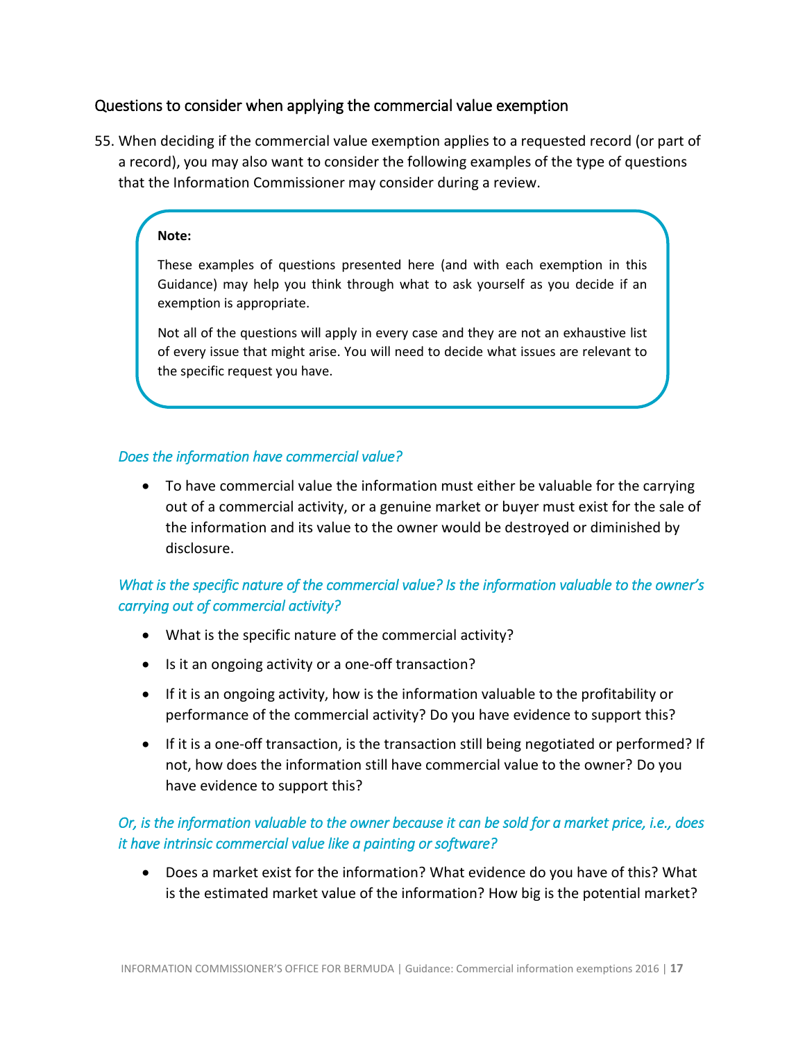### Questions to consider when applying the commercial value exemption

55. When deciding if the commercial value exemption applies to a requested record (or part of a record), you may also want to consider the following examples of the type of questions that the Information Commissioner may consider during a review.

> **Note:**
>
> These examples of questions presented here (and with each exemption in this Guidance) may help you think through what to ask yourself as you decide if an exemption is appropriate.
>
> Not all of the questions will apply in every case and they are not an exhaustive list of every issue that might arise. You will need to decide what issues are relevant to the specific request you have.

*Does the information have commercial value?*

- To have commercial value the information must either be valuable for the carrying out of a commercial activity, or a genuine market or buyer must exist for the sale of the information and its value to the owner would be destroyed or diminished by disclosure.

*What is the specific nature of the commercial value? Is the information valuable to the owner's carrying out of commercial activity?*

- What is the specific nature of the commercial activity?
- Is it an ongoing activity or a one-off transaction?
- If it is an ongoing activity, how is the information valuable to the profitability or performance of the commercial activity? Do you have evidence to support this?
- If it is a one-off transaction, is the transaction still being negotiated or performed? If not, how does the information still have commercial value to the owner? Do you have evidence to support this?

*Or, is the information valuable to the owner because it can be sold for a market price, i.e., does it have intrinsic commercial value like a painting or software?*

- Does a market exist for the information? What evidence do you have of this? What is the estimated market value of the information? How big is the potential market?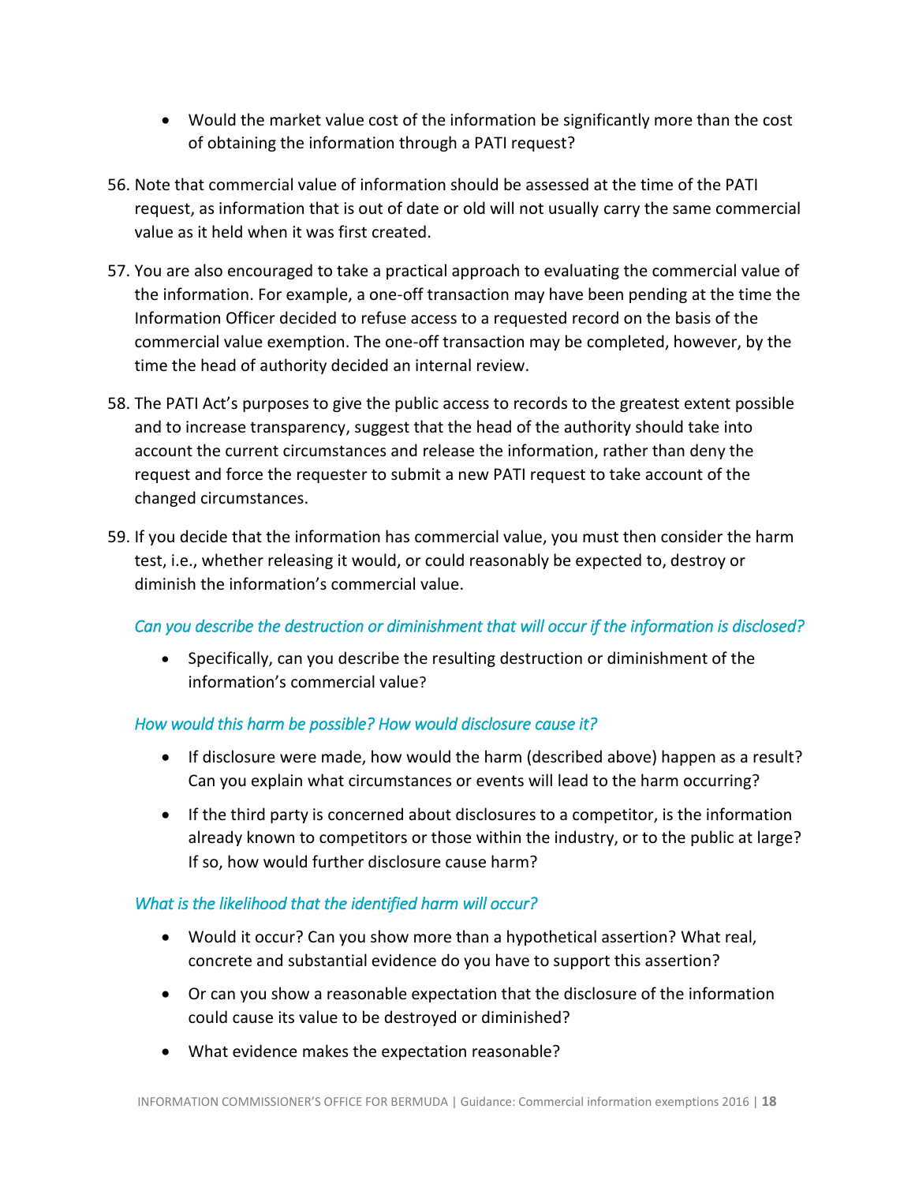- Would the market value cost of the information be significantly more than the cost of obtaining the information through a PATI request?

56. Note that commercial value of information should be assessed at the time of the PATI request, as information that is out of date or old will not usually carry the same commercial value as it held when it was first created.

57. You are also encouraged to take a practical approach to evaluating the commercial value of the information. For example, a one-off transaction may have been pending at the time the Information Officer decided to refuse access to a requested record on the basis of the commercial value exemption. The one-off transaction may be completed, however, by the time the head of authority decided an internal review.

58. The PATI Act's purposes to give the public access to records to the greatest extent possible and to increase transparency, suggest that the head of the authority should take into account the current circumstances and release the information, rather than deny the request and force the requester to submit a new PATI request to take account of the changed circumstances.

59. If you decide that the information has commercial value, you must then consider the harm test, i.e., whether releasing it would, or could reasonably be expected to, destroy or diminish the information's commercial value.

*Can you describe the destruction or diminishment that will occur if the information is disclosed?*

- Specifically, can you describe the resulting destruction or diminishment of the information's commercial value?

*How would this harm be possible? How would disclosure cause it?*

- If disclosure were made, how would the harm (described above) happen as a result? Can you explain what circumstances or events will lead to the harm occurring?
- If the third party is concerned about disclosures to a competitor, is the information already known to competitors or those within the industry, or to the public at large? If so, how would further disclosure cause harm?

*What is the likelihood that the identified harm will occur?*

- Would it occur? Can you show more than a hypothetical assertion? What real, concrete and substantial evidence do you have to support this assertion?
- Or can you show a reasonable expectation that the disclosure of the information could cause its value to be destroyed or diminished?
- What evidence makes the expectation reasonable?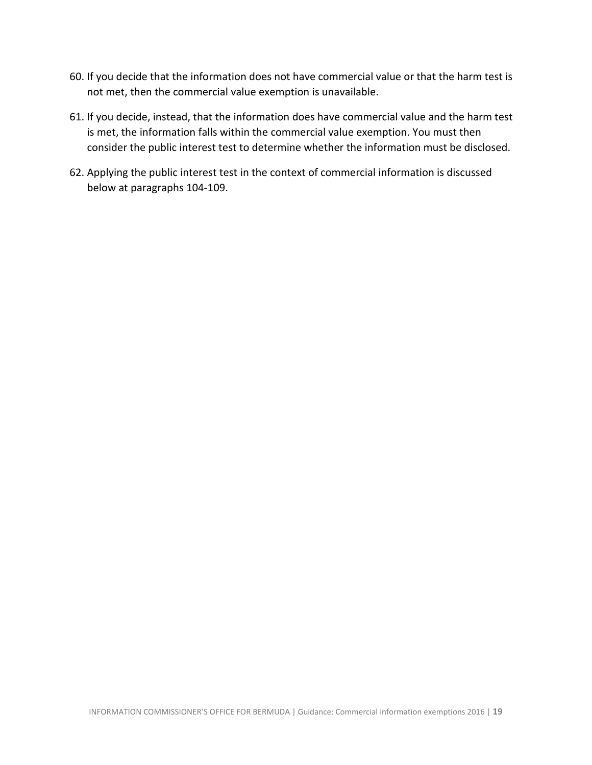60. If you decide that the information does not have commercial value or that the harm test is not met, then the commercial value exemption is unavailable.

61. If you decide, instead, that the information does have commercial value and the harm test is met, the information falls within the commercial value exemption. You must then consider the public interest test to determine whether the information must be disclosed.

62. Applying the public interest test in the context of commercial information is discussed below at paragraphs 104-109.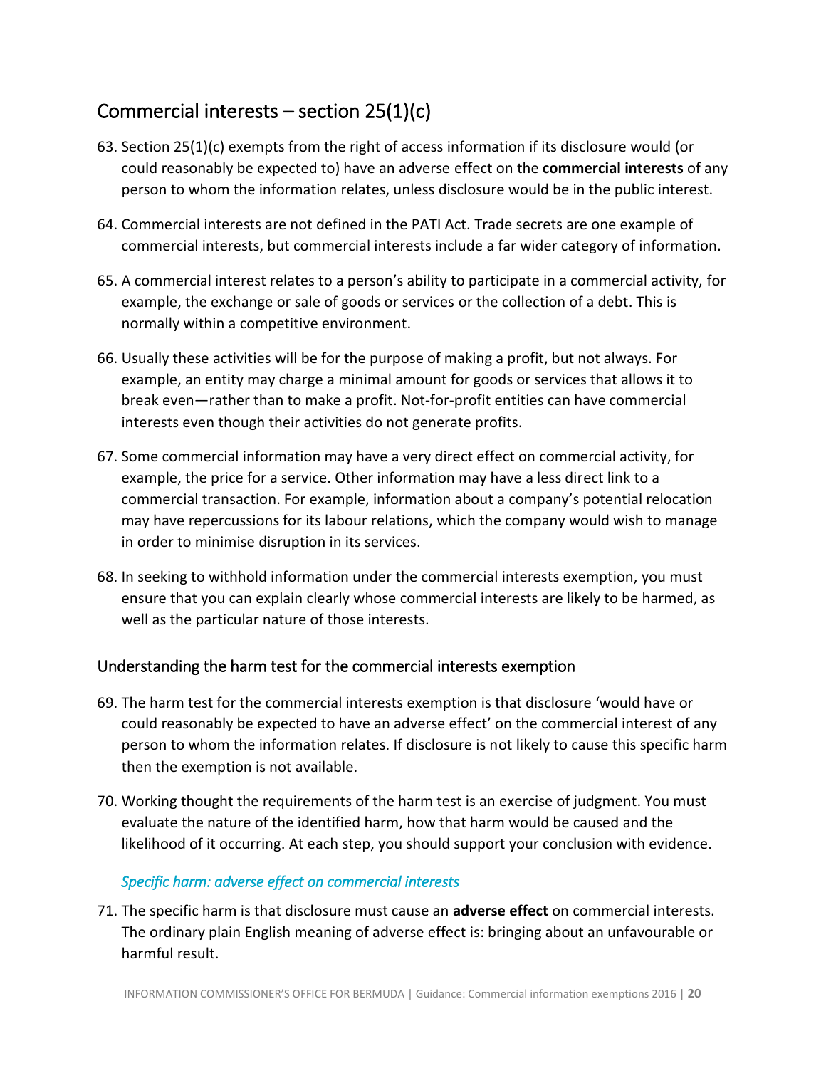## Commercial interests – section 25(1)(c)

63. Section 25(1)(c) exempts from the right of access information if its disclosure would (or could reasonably be expected to) have an adverse effect on the **commercial interests** of any person to whom the information relates, unless disclosure would be in the public interest.

64. Commercial interests are not defined in the PATI Act. Trade secrets are one example of commercial interests, but commercial interests include a far wider category of information.

65. A commercial interest relates to a person's ability to participate in a commercial activity, for example, the exchange or sale of goods or services or the collection of a debt. This is normally within a competitive environment.

66. Usually these activities will be for the purpose of making a profit, but not always. For example, an entity may charge a minimal amount for goods or services that allows it to break even—rather than to make a profit. Not-for-profit entities can have commercial interests even though their activities do not generate profits.

67. Some commercial information may have a very direct effect on commercial activity, for example, the price for a service. Other information may have a less direct link to a commercial transaction. For example, information about a company's potential relocation may have repercussions for its labour relations, which the company would wish to manage in order to minimise disruption in its services.

68. In seeking to withhold information under the commercial interests exemption, you must ensure that you can explain clearly whose commercial interests are likely to be harmed, as well as the particular nature of those interests.

### Understanding the harm test for the commercial interests exemption

69. The harm test for the commercial interests exemption is that disclosure 'would have or could reasonably be expected to have an adverse effect' on the commercial interest of any person to whom the information relates. If disclosure is not likely to cause this specific harm then the exemption is not available.

70. Working thought the requirements of the harm test is an exercise of judgment. You must evaluate the nature of the identified harm, how that harm would be caused and the likelihood of it occurring. At each step, you should support your conclusion with evidence.

#### *Specific harm: adverse effect on commercial interests*

71. The specific harm is that disclosure must cause an **adverse effect** on commercial interests. The ordinary plain English meaning of adverse effect is: bringing about an unfavourable or harmful result.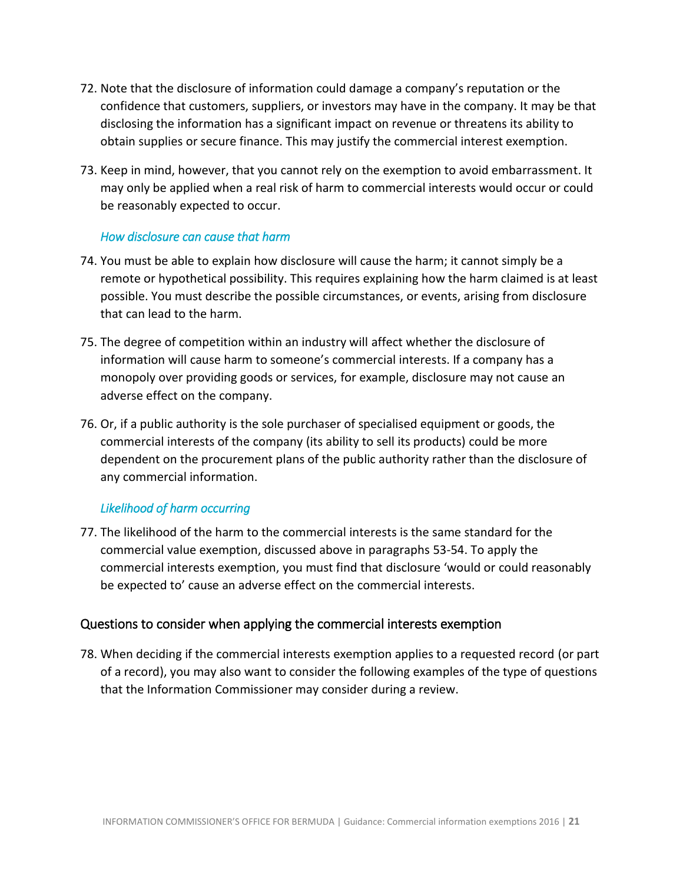72. Note that the disclosure of information could damage a company's reputation or the confidence that customers, suppliers, or investors may have in the company. It may be that disclosing the information has a significant impact on revenue or threatens its ability to obtain supplies or secure finance. This may justify the commercial interest exemption.

73. Keep in mind, however, that you cannot rely on the exemption to avoid embarrassment. It may only be applied when a real risk of harm to commercial interests would occur or could be reasonably expected to occur.

### *How disclosure can cause that harm*

74. You must be able to explain how disclosure will cause the harm; it cannot simply be a remote or hypothetical possibility. This requires explaining how the harm claimed is at least possible. You must describe the possible circumstances, or events, arising from disclosure that can lead to the harm.

75. The degree of competition within an industry will affect whether the disclosure of information will cause harm to someone's commercial interests. If a company has a monopoly over providing goods or services, for example, disclosure may not cause an adverse effect on the company.

76. Or, if a public authority is the sole purchaser of specialised equipment or goods, the commercial interests of the company (its ability to sell its products) could be more dependent on the procurement plans of the public authority rather than the disclosure of any commercial information.

### *Likelihood of harm occurring*

77. The likelihood of the harm to the commercial interests is the same standard for the commercial value exemption, discussed above in paragraphs 53-54. To apply the commercial interests exemption, you must find that disclosure 'would or could reasonably be expected to' cause an adverse effect on the commercial interests.

## Questions to consider when applying the commercial interests exemption

78. When deciding if the commercial interests exemption applies to a requested record (or part of a record), you may also want to consider the following examples of the type of questions that the Information Commissioner may consider during a review.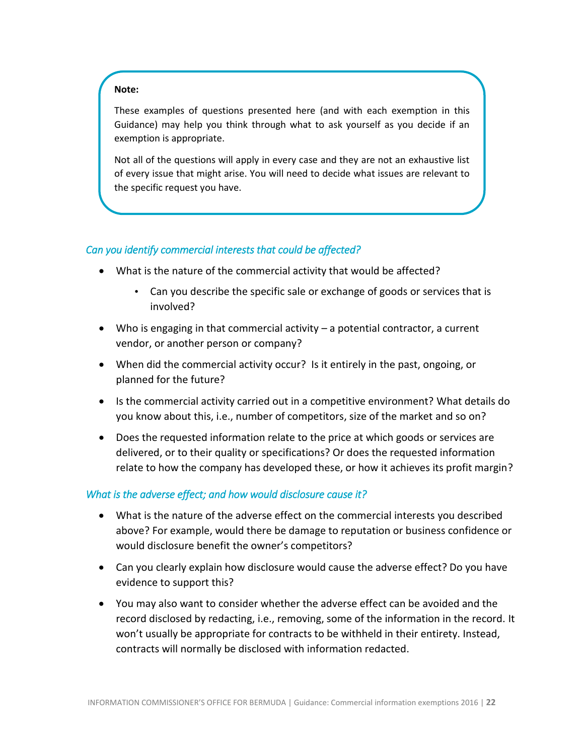> **Note:**
>
> These examples of questions presented here (and with each exemption in this Guidance) may help you think through what to ask yourself as you decide if an exemption is appropriate.
>
> Not all of the questions will apply in every case and they are not an exhaustive list of every issue that might arise. You will need to decide what issues are relevant to the specific request you have.

### *Can you identify commercial interests that could be affected?*

- What is the nature of the commercial activity that would be affected?
  - Can you describe the specific sale or exchange of goods or services that is involved?
- Who is engaging in that commercial activity – a potential contractor, a current vendor, or another person or company?
- When did the commercial activity occur? Is it entirely in the past, ongoing, or planned for the future?
- Is the commercial activity carried out in a competitive environment? What details do you know about this, i.e., number of competitors, size of the market and so on?
- Does the requested information relate to the price at which goods or services are delivered, or to their quality or specifications? Or does the requested information relate to how the company has developed these, or how it achieves its profit margin?

### *What is the adverse effect; and how would disclosure cause it?*

- What is the nature of the adverse effect on the commercial interests you described above? For example, would there be damage to reputation or business confidence or would disclosure benefit the owner's competitors?
- Can you clearly explain how disclosure would cause the adverse effect? Do you have evidence to support this?
- You may also want to consider whether the adverse effect can be avoided and the record disclosed by redacting, i.e., removing, some of the information in the record. It won't usually be appropriate for contracts to be withheld in their entirety. Instead, contracts will normally be disclosed with information redacted.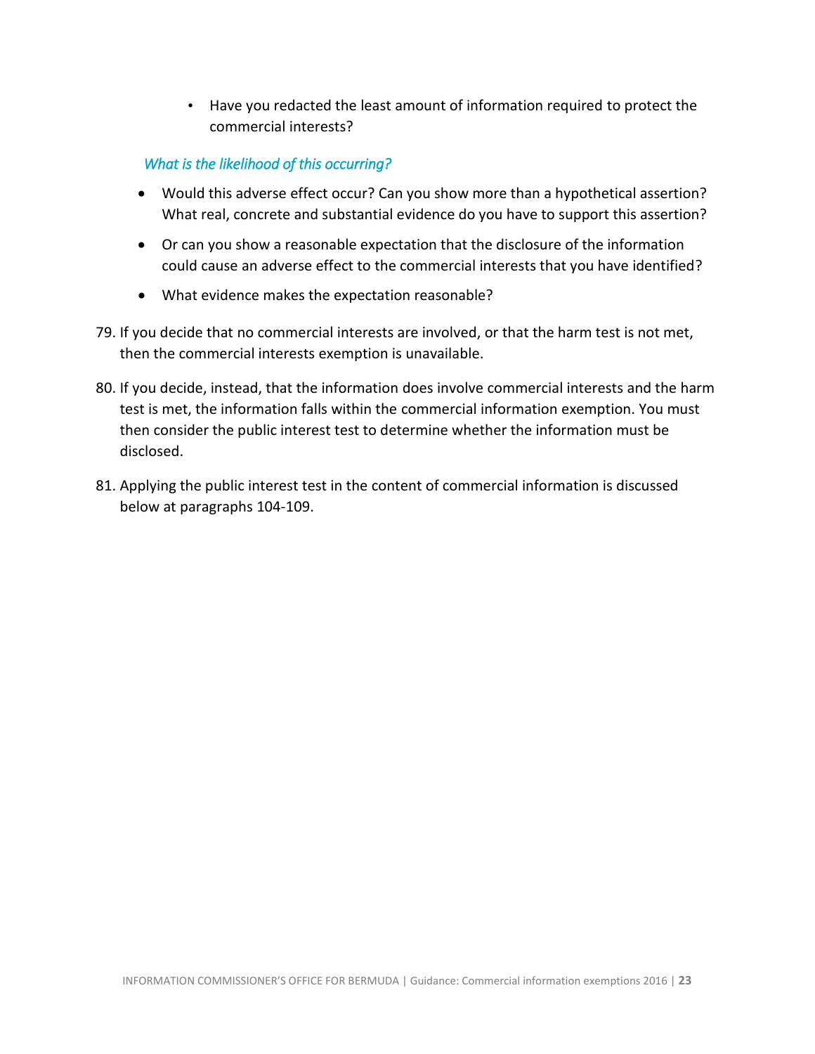- Have you redacted the least amount of information required to protect the commercial interests?

*What is the likelihood of this occurring?*

- Would this adverse effect occur? Can you show more than a hypothetical assertion? What real, concrete and substantial evidence do you have to support this assertion?
- Or can you show a reasonable expectation that the disclosure of the information could cause an adverse effect to the commercial interests that you have identified?
- What evidence makes the expectation reasonable?

79. If you decide that no commercial interests are involved, or that the harm test is not met, then the commercial interests exemption is unavailable.

80. If you decide, instead, that the information does involve commercial interests and the harm test is met, the information falls within the commercial information exemption. You must then consider the public interest test to determine whether the information must be disclosed.

81. Applying the public interest test in the content of commercial information is discussed below at paragraphs 104-109.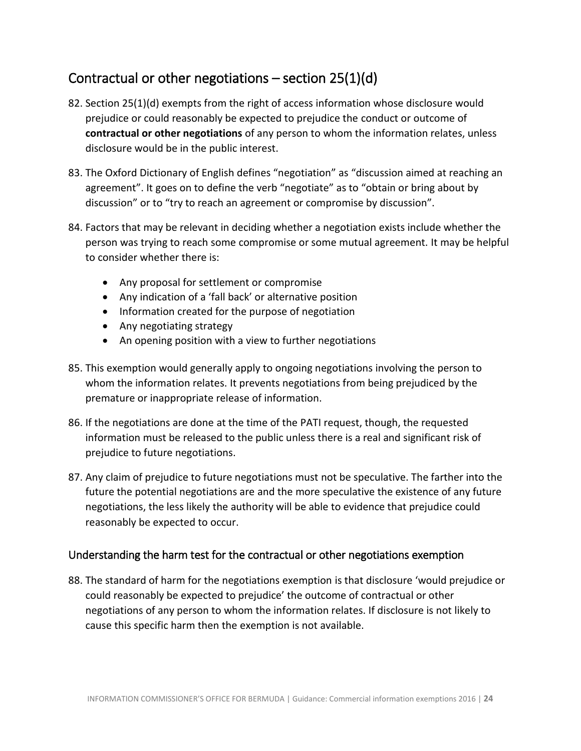## Contractual or other negotiations – section 25(1)(d)

82. Section 25(1)(d) exempts from the right of access information whose disclosure would prejudice or could reasonably be expected to prejudice the conduct or outcome of **contractual or other negotiations** of any person to whom the information relates, unless disclosure would be in the public interest.

83. The Oxford Dictionary of English defines "negotiation" as "discussion aimed at reaching an agreement". It goes on to define the verb "negotiate" as to "obtain or bring about by discussion" or to "try to reach an agreement or compromise by discussion".

84. Factors that may be relevant in deciding whether a negotiation exists include whether the person was trying to reach some compromise or some mutual agreement. It may be helpful to consider whether there is:

    - Any proposal for settlement or compromise
    - Any indication of a 'fall back' or alternative position
    - Information created for the purpose of negotiation
    - Any negotiating strategy
    - An opening position with a view to further negotiations

85. This exemption would generally apply to ongoing negotiations involving the person to whom the information relates. It prevents negotiations from being prejudiced by the premature or inappropriate release of information.

86. If the negotiations are done at the time of the PATI request, though, the requested information must be released to the public unless there is a real and significant risk of prejudice to future negotiations.

87. Any claim of prejudice to future negotiations must not be speculative. The farther into the future the potential negotiations are and the more speculative the existence of any future negotiations, the less likely the authority will be able to evidence that prejudice could reasonably be expected to occur.

### Understanding the harm test for the contractual or other negotiations exemption

88. The standard of harm for the negotiations exemption is that disclosure 'would prejudice or could reasonably be expected to prejudice' the outcome of contractual or other negotiations of any person to whom the information relates. If disclosure is not likely to cause this specific harm then the exemption is not available.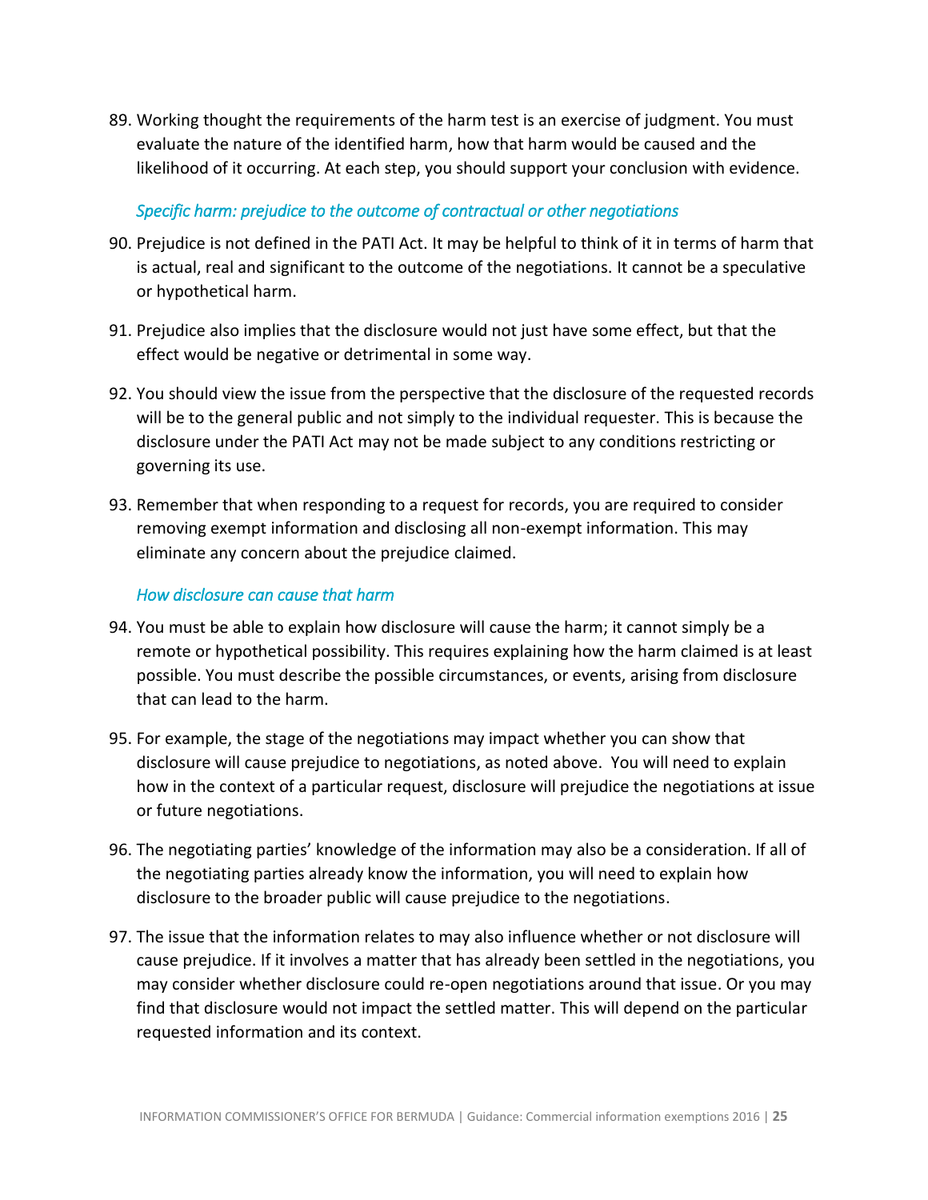89. Working thought the requirements of the harm test is an exercise of judgment. You must evaluate the nature of the identified harm, how that harm would be caused and the likelihood of it occurring. At each step, you should support your conclusion with evidence.

### *Specific harm: prejudice to the outcome of contractual or other negotiations*

90. Prejudice is not defined in the PATI Act. It may be helpful to think of it in terms of harm that is actual, real and significant to the outcome of the negotiations. It cannot be a speculative or hypothetical harm.

91. Prejudice also implies that the disclosure would not just have some effect, but that the effect would be negative or detrimental in some way.

92. You should view the issue from the perspective that the disclosure of the requested records will be to the general public and not simply to the individual requester. This is because the disclosure under the PATI Act may not be made subject to any conditions restricting or governing its use.

93. Remember that when responding to a request for records, you are required to consider removing exempt information and disclosing all non-exempt information. This may eliminate any concern about the prejudice claimed.

### *How disclosure can cause that harm*

94. You must be able to explain how disclosure will cause the harm; it cannot simply be a remote or hypothetical possibility. This requires explaining how the harm claimed is at least possible. You must describe the possible circumstances, or events, arising from disclosure that can lead to the harm.

95. For example, the stage of the negotiations may impact whether you can show that disclosure will cause prejudice to negotiations, as noted above. You will need to explain how in the context of a particular request, disclosure will prejudice the negotiations at issue or future negotiations.

96. The negotiating parties' knowledge of the information may also be a consideration. If all of the negotiating parties already know the information, you will need to explain how disclosure to the broader public will cause prejudice to the negotiations.

97. The issue that the information relates to may also influence whether or not disclosure will cause prejudice. If it involves a matter that has already been settled in the negotiations, you may consider whether disclosure could re-open negotiations around that issue. Or you may find that disclosure would not impact the settled matter. This will depend on the particular requested information and its context.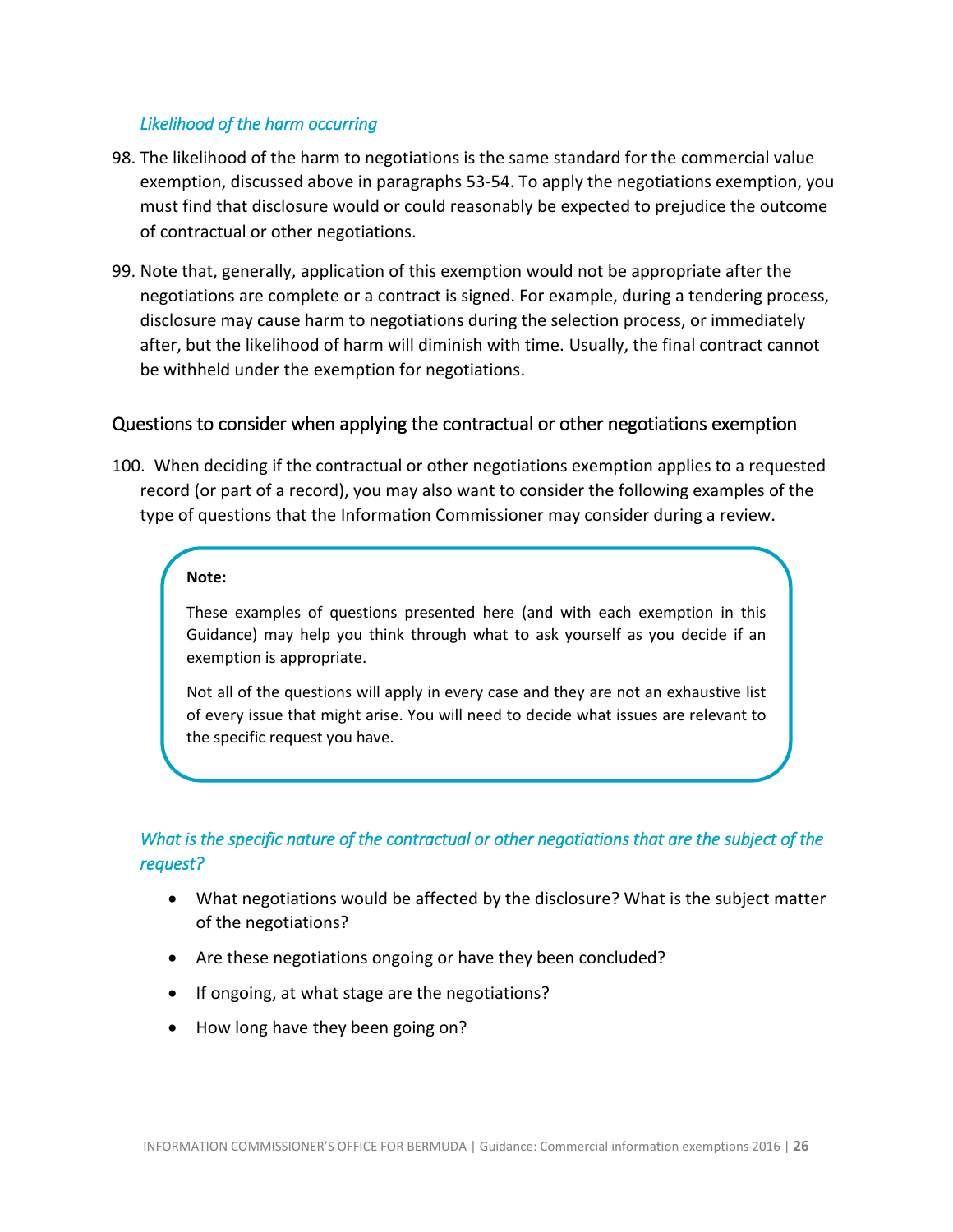### *Likelihood of the harm occurring*

98. The likelihood of the harm to negotiations is the same standard for the commercial value exemption, discussed above in paragraphs 53-54. To apply the negotiations exemption, you must find that disclosure would or could reasonably be expected to prejudice the outcome of contractual or other negotiations.

99. Note that, generally, application of this exemption would not be appropriate after the negotiations are complete or a contract is signed. For example, during a tendering process, disclosure may cause harm to negotiations during the selection process, or immediately after, but the likelihood of harm will diminish with time. Usually, the final contract cannot be withheld under the exemption for negotiations.

## Questions to consider when applying the contractual or other negotiations exemption

100. When deciding if the contractual or other negotiations exemption applies to a requested record (or part of a record), you may also want to consider the following examples of the type of questions that the Information Commissioner may consider during a review.

> **Note:**
>
> These examples of questions presented here (and with each exemption in this Guidance) may help you think through what to ask yourself as you decide if an exemption is appropriate.
>
> Not all of the questions will apply in every case and they are not an exhaustive list of every issue that might arise. You will need to decide what issues are relevant to the specific request you have.

### *What is the specific nature of the contractual or other negotiations that are the subject of the request?*

- What negotiations would be affected by the disclosure? What is the subject matter of the negotiations?
- Are these negotiations ongoing or have they been concluded?
- If ongoing, at what stage are the negotiations?
- How long have they been going on?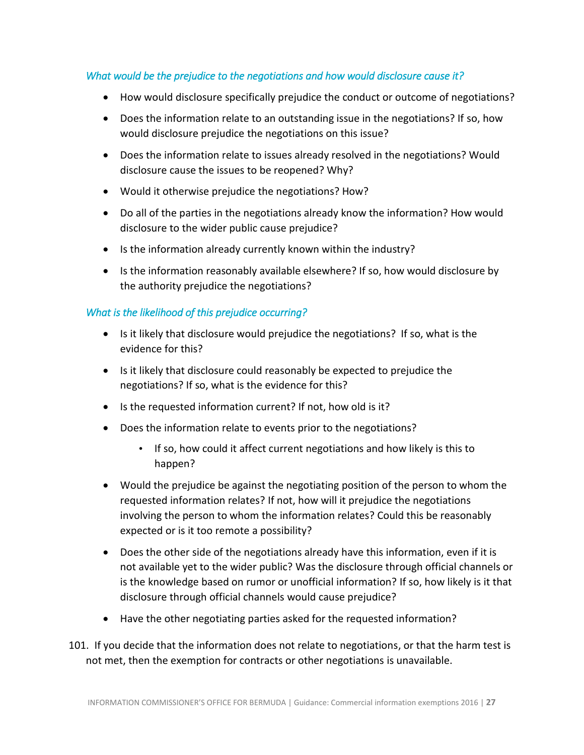*What would be the prejudice to the negotiations and how would disclosure cause it?*

- How would disclosure specifically prejudice the conduct or outcome of negotiations?
- Does the information relate to an outstanding issue in the negotiations? If so, how would disclosure prejudice the negotiations on this issue?
- Does the information relate to issues already resolved in the negotiations? Would disclosure cause the issues to be reopened? Why?
- Would it otherwise prejudice the negotiations? How?
- Do all of the parties in the negotiations already know the information? How would disclosure to the wider public cause prejudice?
- Is the information already currently known within the industry?
- Is the information reasonably available elsewhere? If so, how would disclosure by the authority prejudice the negotiations?

*What is the likelihood of this prejudice occurring?*

- Is it likely that disclosure would prejudice the negotiations? If so, what is the evidence for this?
- Is it likely that disclosure could reasonably be expected to prejudice the negotiations? If so, what is the evidence for this?
- Is the requested information current? If not, how old is it?
- Does the information relate to events prior to the negotiations?
    - If so, how could it affect current negotiations and how likely is this to happen?
- Would the prejudice be against the negotiating position of the person to whom the requested information relates? If not, how will it prejudice the negotiations involving the person to whom the information relates? Could this be reasonably expected or is it too remote a possibility?
- Does the other side of the negotiations already have this information, even if it is not available yet to the wider public? Was the disclosure through official channels or is the knowledge based on rumor or unofficial information? If so, how likely is it that disclosure through official channels would cause prejudice?
- Have the other negotiating parties asked for the requested information?

101. If you decide that the information does not relate to negotiations, or that the harm test is not met, then the exemption for contracts or other negotiations is unavailable.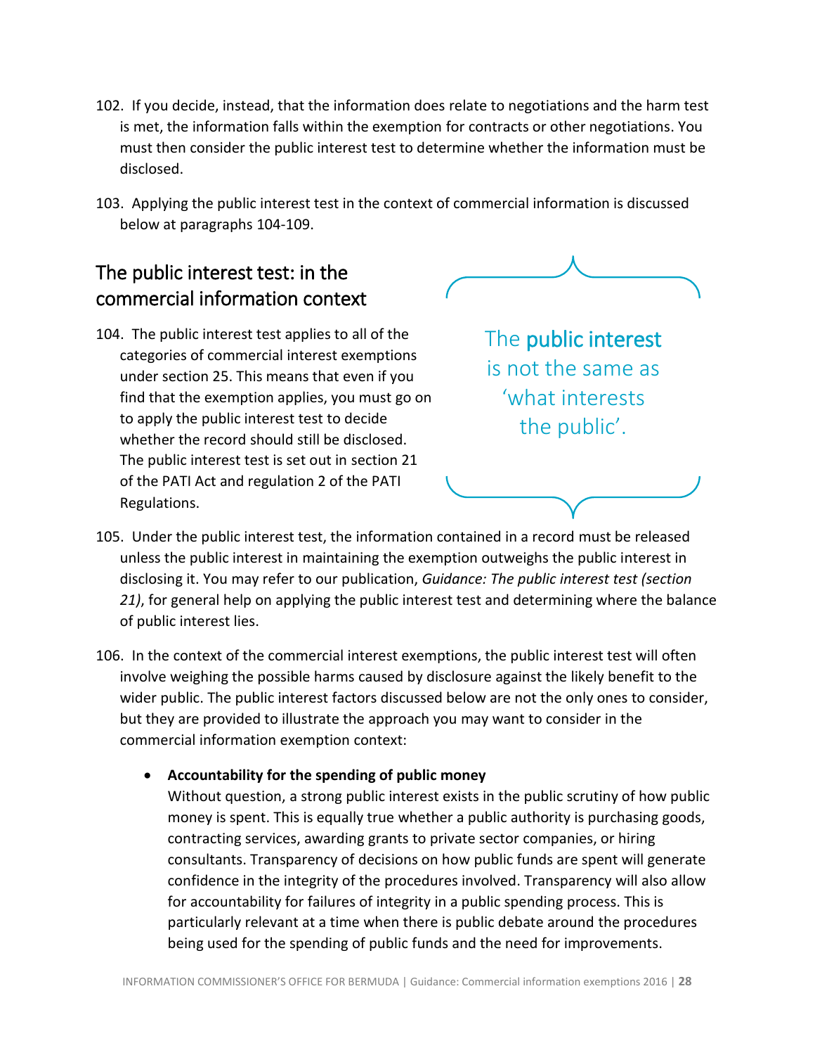102. If you decide, instead, that the information does relate to negotiations and the harm test is met, the information falls within the exemption for contracts or other negotiations. You must then consider the public interest test to determine whether the information must be disclosed.

103. Applying the public interest test in the context of commercial information is discussed below at paragraphs 104-109.

## The public interest test: in the commercial information context

104. The public interest test applies to all of the categories of commercial interest exemptions under section 25. This means that even if you find that the exemption applies, you must go on to apply the public interest test to decide whether the record should still be disclosed. The public interest test is set out in section 21 of the PATI Act and regulation 2 of the PATI Regulations.

> The **public interest** is not the same as 'what interests the public'.

105. Under the public interest test, the information contained in a record must be released unless the public interest in maintaining the exemption outweighs the public interest in disclosing it. You may refer to our publication, *Guidance: The public interest test (section 21)*, for general help on applying the public interest test and determining where the balance of public interest lies.

106. In the context of the commercial interest exemptions, the public interest test will often involve weighing the possible harms caused by disclosure against the likely benefit to the wider public. The public interest factors discussed below are not the only ones to consider, but they are provided to illustrate the approach you may want to consider in the commercial information exemption context:

- **Accountability for the spending of public money**
  Without question, a strong public interest exists in the public scrutiny of how public money is spent. This is equally true whether a public authority is purchasing goods, contracting services, awarding grants to private sector companies, or hiring consultants. Transparency of decisions on how public funds are spent will generate confidence in the integrity of the procedures involved. Transparency will also allow for accountability for failures of integrity in a public spending process. This is particularly relevant at a time when there is public debate around the procedures being used for the spending of public funds and the need for improvements.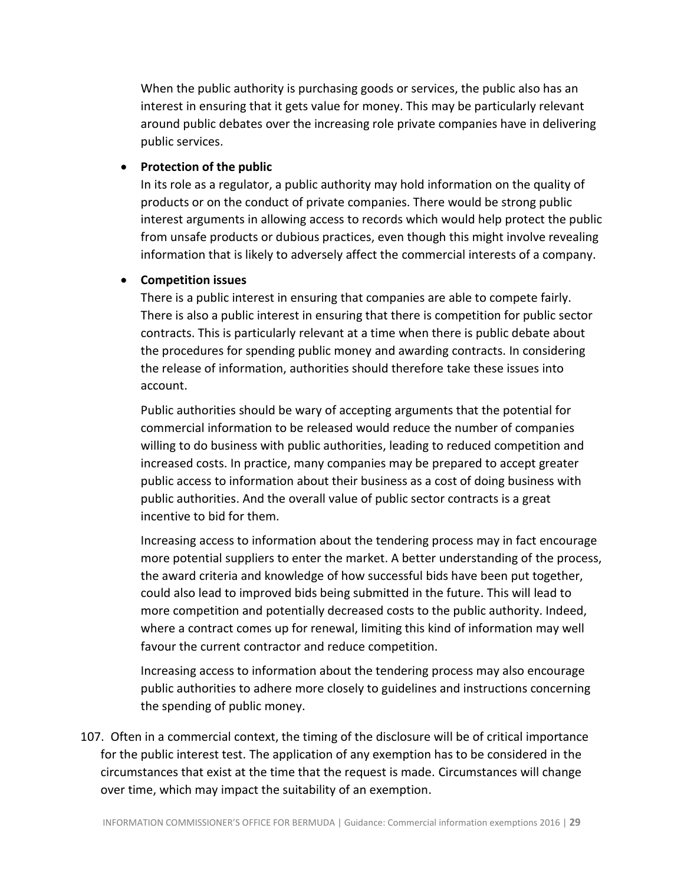When the public authority is purchasing goods or services, the public also has an interest in ensuring that it gets value for money. This may be particularly relevant around public debates over the increasing role private companies have in delivering public services.

- **Protection of the public**

  In its role as a regulator, a public authority may hold information on the quality of products or on the conduct of private companies. There would be strong public interest arguments in allowing access to records which would help protect the public from unsafe products or dubious practices, even though this might involve revealing information that is likely to adversely affect the commercial interests of a company.

- **Competition issues**

  There is a public interest in ensuring that companies are able to compete fairly. There is also a public interest in ensuring that there is competition for public sector contracts. This is particularly relevant at a time when there is public debate about the procedures for spending public money and awarding contracts. In considering the release of information, authorities should therefore take these issues into account.

  Public authorities should be wary of accepting arguments that the potential for commercial information to be released would reduce the number of companies willing to do business with public authorities, leading to reduced competition and increased costs. In practice, many companies may be prepared to accept greater public access to information about their business as a cost of doing business with public authorities. And the overall value of public sector contracts is a great incentive to bid for them.

  Increasing access to information about the tendering process may in fact encourage more potential suppliers to enter the market. A better understanding of the process, the award criteria and knowledge of how successful bids have been put together, could also lead to improved bids being submitted in the future. This will lead to more competition and potentially decreased costs to the public authority. Indeed, where a contract comes up for renewal, limiting this kind of information may well favour the current contractor and reduce competition.

  Increasing access to information about the tendering process may also encourage public authorities to adhere more closely to guidelines and instructions concerning the spending of public money.

107. Often in a commercial context, the timing of the disclosure will be of critical importance for the public interest test. The application of any exemption has to be considered in the circumstances that exist at the time that the request is made. Circumstances will change over time, which may impact the suitability of an exemption.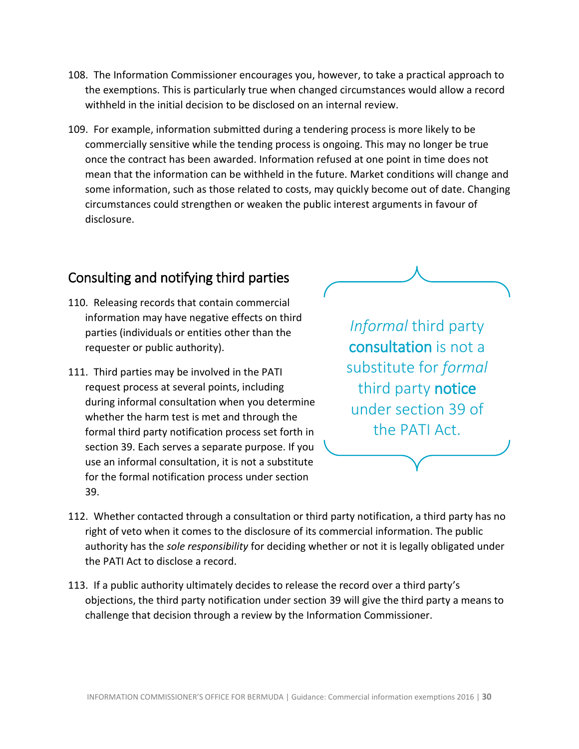108. The Information Commissioner encourages you, however, to take a practical approach to the exemptions. This is particularly true when changed circumstances would allow a record withheld in the initial decision to be disclosed on an internal review.

109. For example, information submitted during a tendering process is more likely to be commercially sensitive while the tending process is ongoing. This may no longer be true once the contract has been awarded. Information refused at one point in time does not mean that the information can be withheld in the future. Market conditions will change and some information, such as those related to costs, may quickly become out of date. Changing circumstances could strengthen or weaken the public interest arguments in favour of disclosure.

## Consulting and notifying third parties

110. Releasing records that contain commercial information may have negative effects on third parties (individuals or entities other than the requester or public authority).

111. Third parties may be involved in the PATI request process at several points, including during informal consultation when you determine whether the harm test is met and through the formal third party notification process set forth in section 39. Each serves a separate purpose. If you use an informal consultation, it is not a substitute for the formal notification process under section 39.

> *Informal* third party **consultation** is not a substitute for *formal* third party **notice** under section 39 of the PATI Act.

112. Whether contacted through a consultation or third party notification, a third party has no right of veto when it comes to the disclosure of its commercial information. The public authority has the *sole responsibility* for deciding whether or not it is legally obligated under the PATI Act to disclose a record.

113. If a public authority ultimately decides to release the record over a third party's objections, the third party notification under section 39 will give the third party a means to challenge that decision through a review by the Information Commissioner.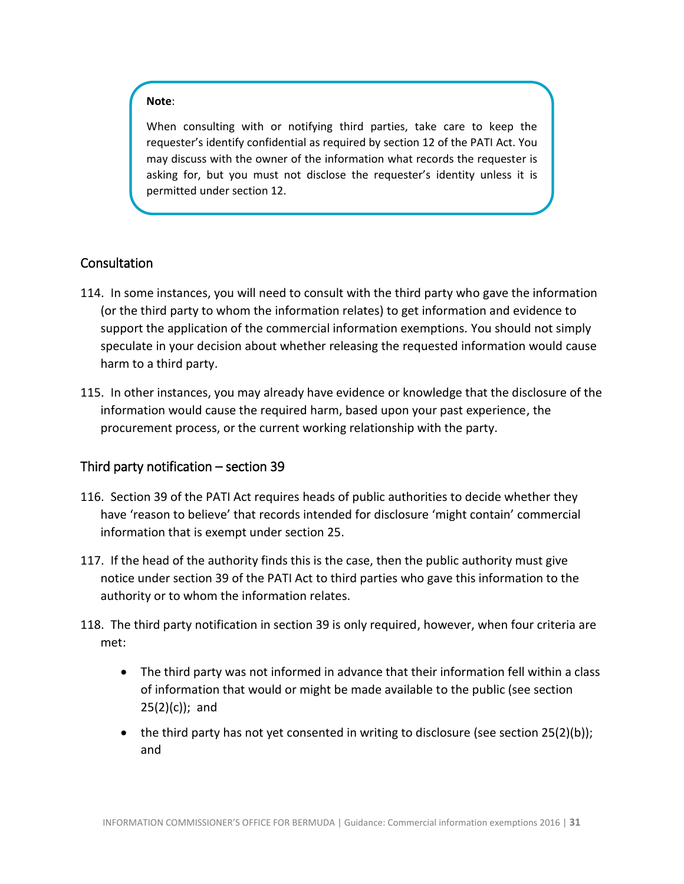> **Note**:
>
> When consulting with or notifying third parties, take care to keep the requester's identify confidential as required by section 12 of the PATI Act. You may discuss with the owner of the information what records the requester is asking for, but you must not disclose the requester's identity unless it is permitted under section 12.

## Consultation

114. In some instances, you will need to consult with the third party who gave the information (or the third party to whom the information relates) to get information and evidence to support the application of the commercial information exemptions. You should not simply speculate in your decision about whether releasing the requested information would cause harm to a third party.

115. In other instances, you may already have evidence or knowledge that the disclosure of the information would cause the required harm, based upon your past experience, the procurement process, or the current working relationship with the party.

## Third party notification – section 39

116. Section 39 of the PATI Act requires heads of public authorities to decide whether they have 'reason to believe' that records intended for disclosure 'might contain' commercial information that is exempt under section 25.

117. If the head of the authority finds this is the case, then the public authority must give notice under section 39 of the PATI Act to third parties who gave this information to the authority or to whom the information relates.

118. The third party notification in section 39 is only required, however, when four criteria are met:

- The third party was not informed in advance that their information fell within a class of information that would or might be made available to the public (see section 25(2)(c)); and
- the third party has not yet consented in writing to disclosure (see section 25(2)(b)); and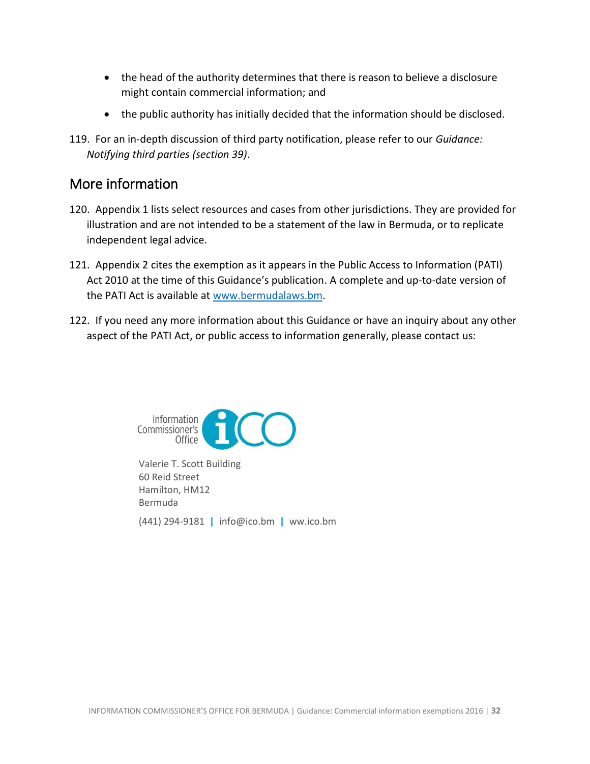- the head of the authority determines that there is reason to believe a disclosure might contain commercial information; and
- the public authority has initially decided that the information should be disclosed.

119. For an in-depth discussion of third party notification, please refer to our *Guidance: Notifying third parties (section 39)*.

## More information

120. Appendix 1 lists select resources and cases from other jurisdictions. They are provided for illustration and are not intended to be a statement of the law in Bermuda, or to replicate independent legal advice.

121. Appendix 2 cites the exemption as it appears in the Public Access to Information (PATI) Act 2010 at the time of this Guidance's publication. A complete and up-to-date version of the PATI Act is available at www.bermudalaws.bm.

122. If you need any more information about this Guidance or have an inquiry about any other aspect of the PATI Act, or public access to information generally, please contact us:

Information Commissioner's Office

Valerie T. Scott Building
60 Reid Street
Hamilton, HM12
Bermuda

(441) 294-9181 | info@ico.bm | ww.ico.bm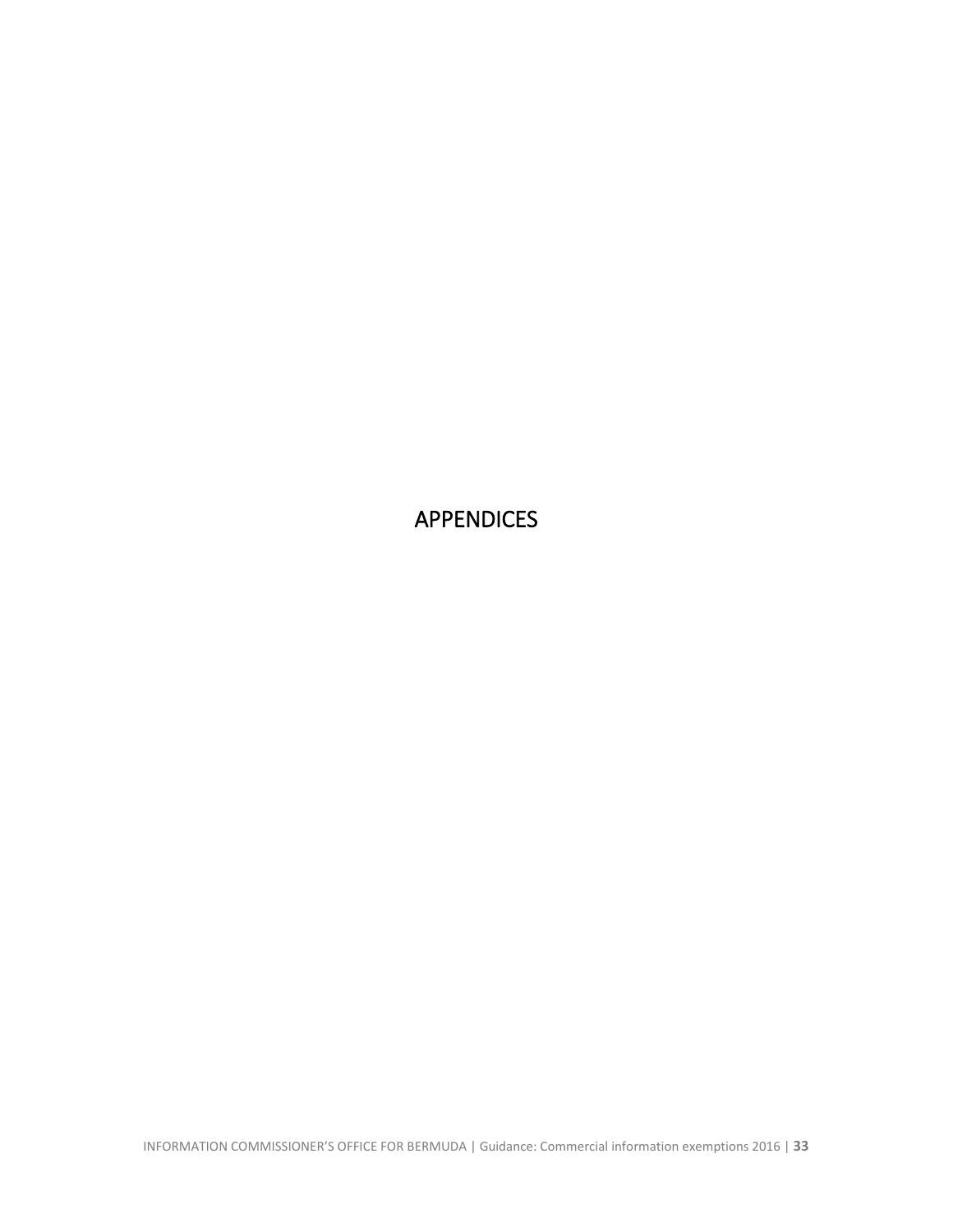# APPENDICES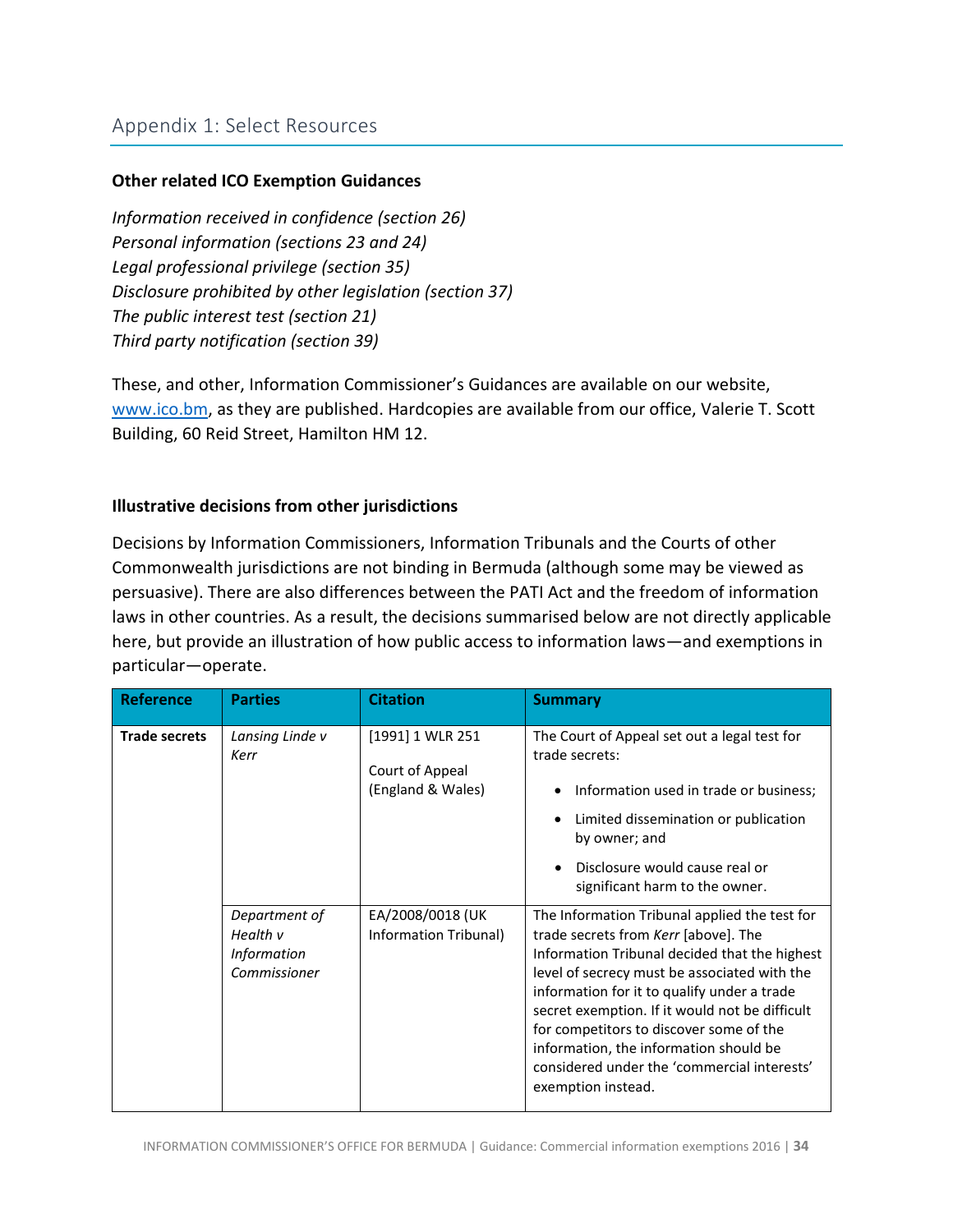## Appendix 1: Select Resources

**Other related ICO Exemption Guidances**

*Information received in confidence (section 26)*
*Personal information (sections 23 and 24)*
*Legal professional privilege (section 35)*
*Disclosure prohibited by other legislation (section 37)*
*The public interest test (section 21)*
*Third party notification (section 39)*

These, and other, Information Commissioner's Guidances are available on our website, www.ico.bm, as they are published. Hardcopies are available from our office, Valerie T. Scott Building, 60 Reid Street, Hamilton HM 12.

**Illustrative decisions from other jurisdictions**

Decisions by Information Commissioners, Information Tribunals and the Courts of other Commonwealth jurisdictions are not binding in Bermuda (although some may be viewed as persuasive). There are also differences between the PATI Act and the freedom of information laws in other countries. As a result, the decisions summarised below are not directly applicable here, but provide an illustration of how public access to information laws—and exemptions in particular—operate.

| Reference | Parties | Citation | Summary |
|---|---|---|---|
| **Trade secrets** | *Lansing Linde v Kerr* | [1991] 1 WLR 251<br><br>Court of Appeal (England & Wales) | The Court of Appeal set out a legal test for trade secrets:<br>• Information used in trade or business;<br>• Limited dissemination or publication by owner; and<br>• Disclosure would cause real or significant harm to the owner. |
| | *Department of Health v Information Commissioner* | EA/2008/0018 (UK Information Tribunal) | The Information Tribunal applied the test for trade secrets from *Kerr* [above]. The Information Tribunal decided that the highest level of secrecy must be associated with the information for it to qualify under a trade secret exemption. If it would not be difficult for competitors to discover some of the information, the information should be considered under the 'commercial interests' exemption instead. |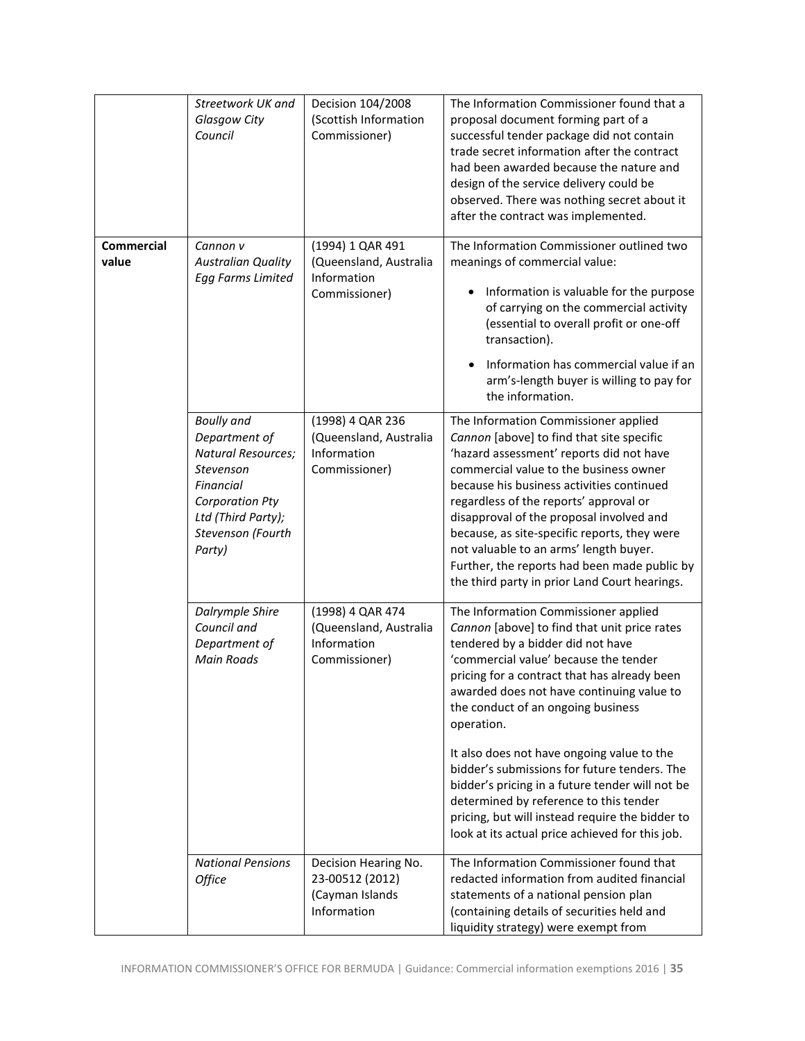| | | | |
|---|---|---|---|
| | *Streetwork UK and Glasgow City Council* | Decision 104/2008 (Scottish Information Commissioner) | The Information Commissioner found that a proposal document forming part of a successful tender package did not contain trade secret information after the contract had been awarded because the nature and design of the service delivery could be observed. There was nothing secret about it after the contract was implemented. |
| **Commercial value** | *Cannon v Australian Quality Egg Farms Limited* | (1994) 1 QAR 491 (Queensland, Australia Information Commissioner) | The Information Commissioner outlined two meanings of commercial value:<br>• Information is valuable for the purpose of carrying on the commercial activity (essential to overall profit or one-off transaction).<br>• Information has commercial value if an arm's-length buyer is willing to pay for the information. |
| | *Boully and Department of Natural Resources; Stevenson Financial Corporation Pty Ltd (Third Party); Stevenson (Fourth Party)* | (1998) 4 QAR 236 (Queensland, Australia Information Commissioner) | The Information Commissioner applied *Cannon* [above] to find that site specific 'hazard assessment' reports did not have commercial value to the business owner because his business activities continued regardless of the reports' approval or disapproval of the proposal involved and because, as site-specific reports, they were not valuable to an arms' length buyer. Further, the reports had been made public by the third party in prior Land Court hearings. |
| | *Dalrymple Shire Council and Department of Main Roads* | (1998) 4 QAR 474 (Queensland, Australia Information Commissioner) | The Information Commissioner applied *Cannon* [above] to find that unit price rates tendered by a bidder did not have 'commercial value' because the tender pricing for a contract that has already been awarded does not have continuing value to the conduct of an ongoing business operation.<br><br>It also does not have ongoing value to the bidder's submissions for future tenders. The bidder's pricing in a future tender will not be determined by reference to this tender pricing, but will instead require the bidder to look at its actual price achieved for this job. |
| | *National Pensions Office* | Decision Hearing No. 23-00512 (2012) (Cayman Islands Information | The Information Commissioner found that redacted information from audited financial statements of a national pension plan (containing details of securities held and liquidity strategy) were exempt from |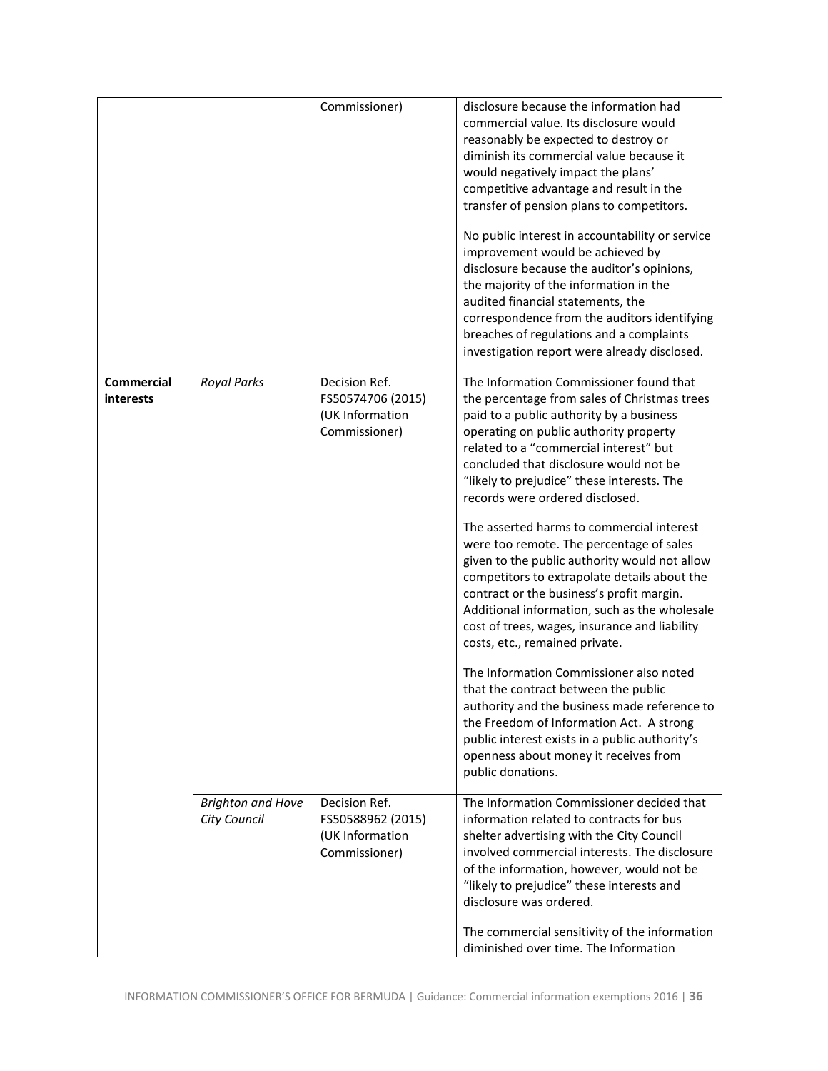| | | | |
|---|---|---|---|
| | | Commissioner) | disclosure because the information had commercial value. Its disclosure would reasonably be expected to destroy or diminish its commercial value because it would negatively impact the plans' competitive advantage and result in the transfer of pension plans to competitors.<br><br>No public interest in accountability or service improvement would be achieved by disclosure because the auditor's opinions, the majority of the information in the audited financial statements, the correspondence from the auditors identifying breaches of regulations and a complaints investigation report were already disclosed. |
| **Commercial interests** | *Royal Parks* | Decision Ref. FS50574706 (2015) (UK Information Commissioner) | The Information Commissioner found that the percentage from sales of Christmas trees paid to a public authority by a business operating on public authority property related to a "commercial interest" but concluded that disclosure would not be "likely to prejudice" these interests. The records were ordered disclosed.<br><br>The asserted harms to commercial interest were too remote. The percentage of sales given to the public authority would not allow competitors to extrapolate details about the contract or the business's profit margin. Additional information, such as the wholesale cost of trees, wages, insurance and liability costs, etc., remained private.<br><br>The Information Commissioner also noted that the contract between the public authority and the business made reference to the Freedom of Information Act. A strong public interest exists in a public authority's openness about money it receives from public donations. |
| | *Brighton and Hove City Council* | Decision Ref. FS50588962 (2015) (UK Information Commissioner) | The Information Commissioner decided that information related to contracts for bus shelter advertising with the City Council involved commercial interests. The disclosure of the information, however, would not be "likely to prejudice" these interests and disclosure was ordered.<br><br>The commercial sensitivity of the information diminished over time. The Information |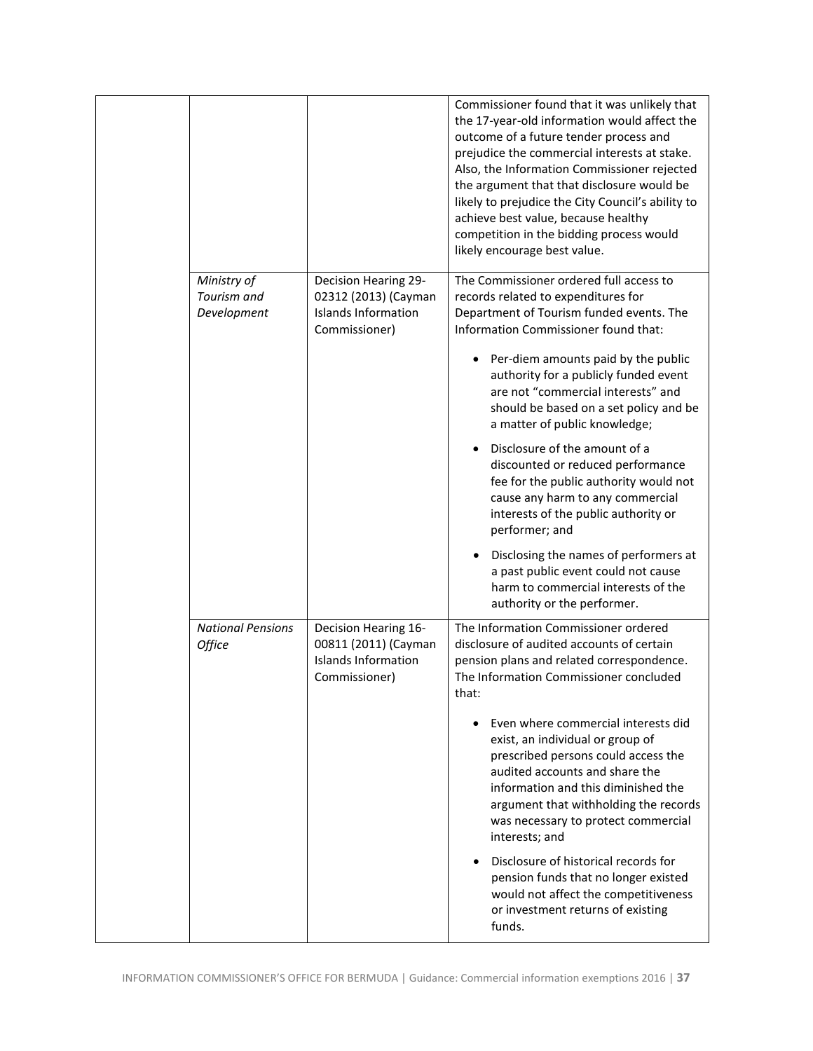| | | | |
|---|---|---|---|
| | | | Commissioner found that it was unlikely that the 17-year-old information would affect the outcome of a future tender process and prejudice the commercial interests at stake. Also, the Information Commissioner rejected the argument that that disclosure would be likely to prejudice the City Council's ability to achieve best value, because healthy competition in the bidding process would likely encourage best value. |
| | *Ministry of Tourism and Development* | Decision Hearing 29-02312 (2013) (Cayman Islands Information Commissioner) | The Commissioner ordered full access to records related to expenditures for Department of Tourism funded events. The Information Commissioner found that:<br><br>• Per-diem amounts paid by the public authority for a publicly funded event are not "commercial interests" and should be based on a set policy and be a matter of public knowledge;<br><br>• Disclosure of the amount of a discounted or reduced performance fee for the public authority would not cause any harm to any commercial interests of the public authority or performer; and<br><br>• Disclosing the names of performers at a past public event could not cause harm to commercial interests of the authority or the performer. |
| | *National Pensions Office* | Decision Hearing 16-00811 (2011) (Cayman Islands Information Commissioner) | The Information Commissioner ordered disclosure of audited accounts of certain pension plans and related correspondence. The Information Commissioner concluded that:<br><br>• Even where commercial interests did exist, an individual or group of prescribed persons could access the audited accounts and share the information and this diminished the argument that withholding the records was necessary to protect commercial interests; and<br><br>• Disclosure of historical records for pension funds that no longer existed would not affect the competitiveness or investment returns of existing funds. |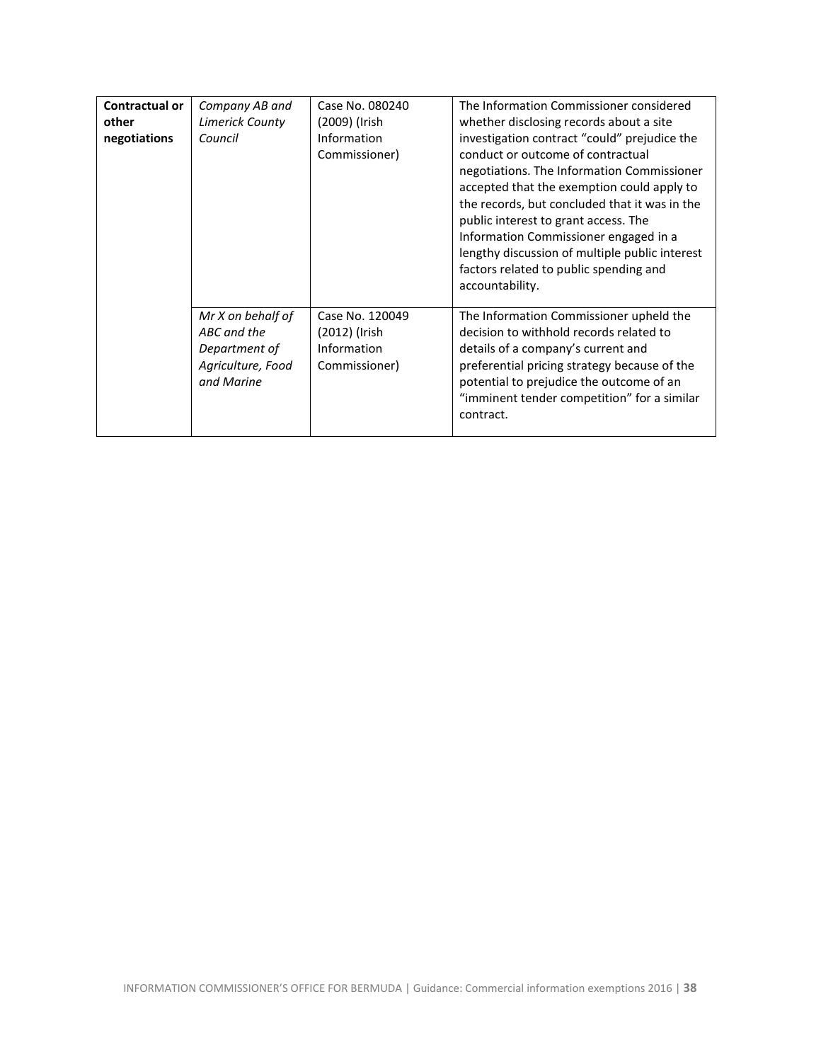| | | | |
|---|---|---|---|
| **Contractual or other negotiations** | *Company AB and Limerick County Council* | Case No. 080240 (2009) (Irish Information Commissioner) | The Information Commissioner considered whether disclosing records about a site investigation contract "could" prejudice the conduct or outcome of contractual negotiations. The Information Commissioner accepted that the exemption could apply to the records, but concluded that it was in the public interest to grant access. The Information Commissioner engaged in a lengthy discussion of multiple public interest factors related to public spending and accountability. |
| | *Mr X on behalf of ABC and the Department of Agriculture, Food and Marine* | Case No. 120049 (2012) (Irish Information Commissioner) | The Information Commissioner upheld the decision to withhold records related to details of a company's current and preferential pricing strategy because of the potential to prejudice the outcome of an "imminent tender competition" for a similar contract. |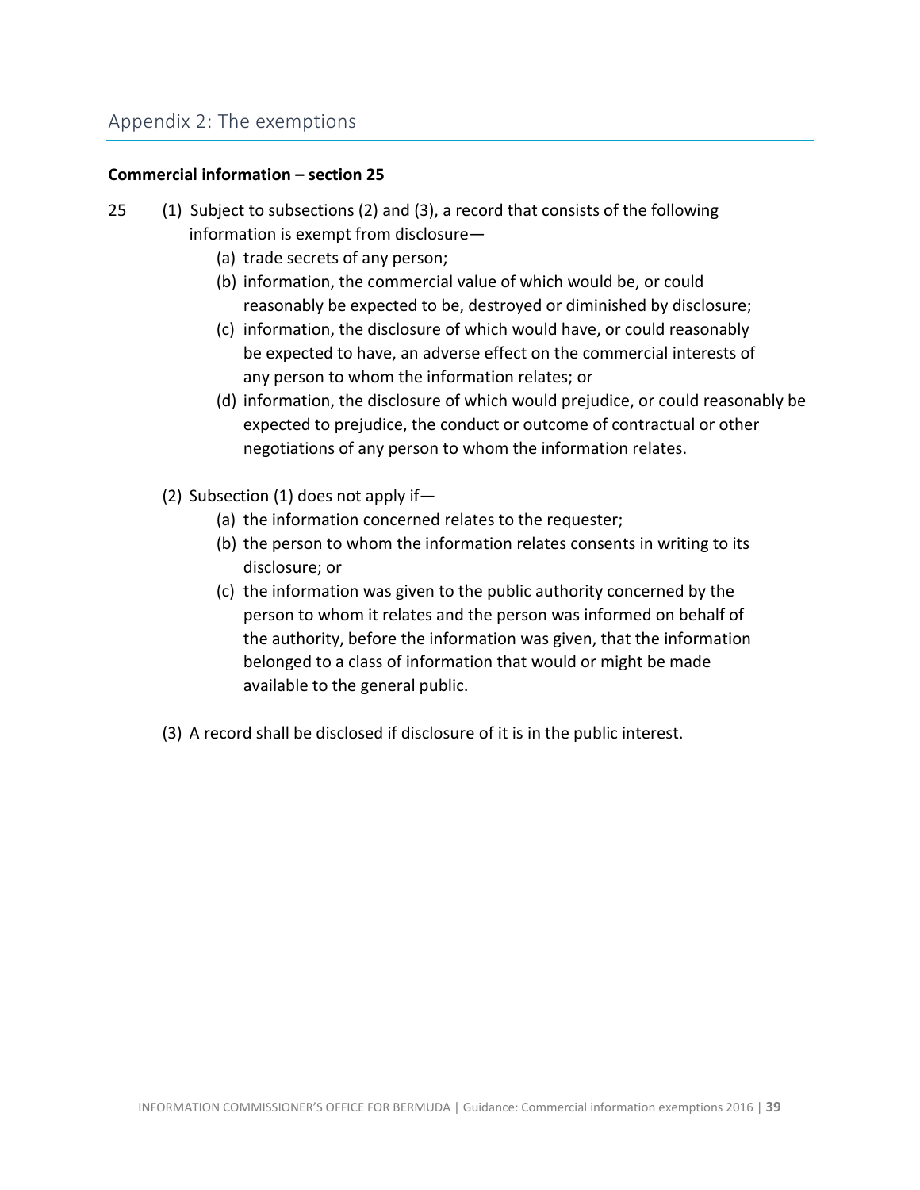## Appendix 2: The exemptions

**Commercial information – section 25**

25 (1) Subject to subsections (2) and (3), a record that consists of the following information is exempt from disclosure—

- (a) trade secrets of any person;
- (b) information, the commercial value of which would be, or could reasonably be expected to be, destroyed or diminished by disclosure;
- (c) information, the disclosure of which would have, or could reasonably be expected to have, an adverse effect on the commercial interests of any person to whom the information relates; or
- (d) information, the disclosure of which would prejudice, or could reasonably be expected to prejudice, the conduct or outcome of contractual or other negotiations of any person to whom the information relates.

(2) Subsection (1) does not apply if—

- (a) the information concerned relates to the requester;
- (b) the person to whom the information relates consents in writing to its disclosure; or
- (c) the information was given to the public authority concerned by the person to whom it relates and the person was informed on behalf of the authority, before the information was given, that the information belonged to a class of information that would or might be made available to the general public.

(3) A record shall be disclosed if disclosure of it is in the public interest.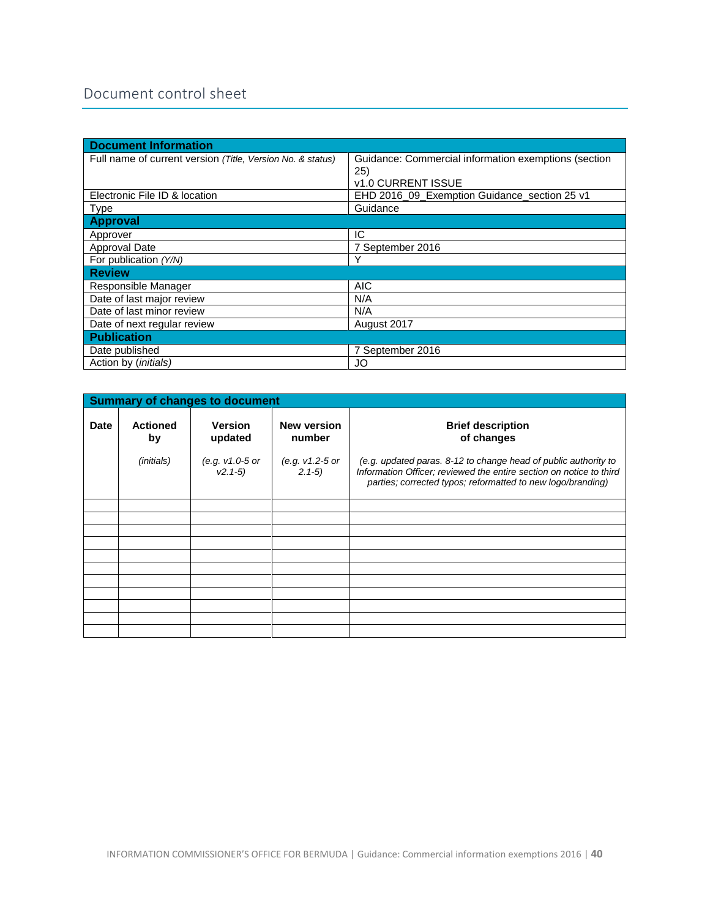## Document control sheet

| Document Information | |
|---|---|
| Full name of current version *(Title, Version No. & status)* | Guidance: Commercial information exemptions (section 25)<br>v1.0 CURRENT ISSUE |
| Electronic File ID & location | EHD 2016_09_Exemption Guidance_section 25 v1 |
| Type | Guidance |
| **Approval** | |
| Approver | IC |
| Approval Date | 7 September 2016 |
| For publication *(Y/N)* | Y |
| **Review** | |
| Responsible Manager | AIC |
| Date of last major review | N/A |
| Date of last minor review | N/A |
| Date of next regular review | August 2017 |
| **Publication** | |
| Date published | 7 September 2016 |
| Action by (*initials*) | JO |

**Summary of changes to document**

| Date | Actioned by<br>*(initials)* | Version updated<br>*(e.g. v1.0-5 or v2.1-5)* | New version number<br>*(e.g. v1.2-5 or 2.1-5)* | Brief description of changes<br>*(e.g. updated paras. 8-12 to change head of public authority to Information Officer; reviewed the entire section on notice to third parties; corrected typos; reformatted to new logo/branding)* |
|---|---|---|---|---|
| | | | | |
| | | | | |
| | | | | |
| | | | | |
| | | | | |
| | | | | |
| | | | | |
| | | | | |
| | | | | |
| | | | | |
| | | | | |